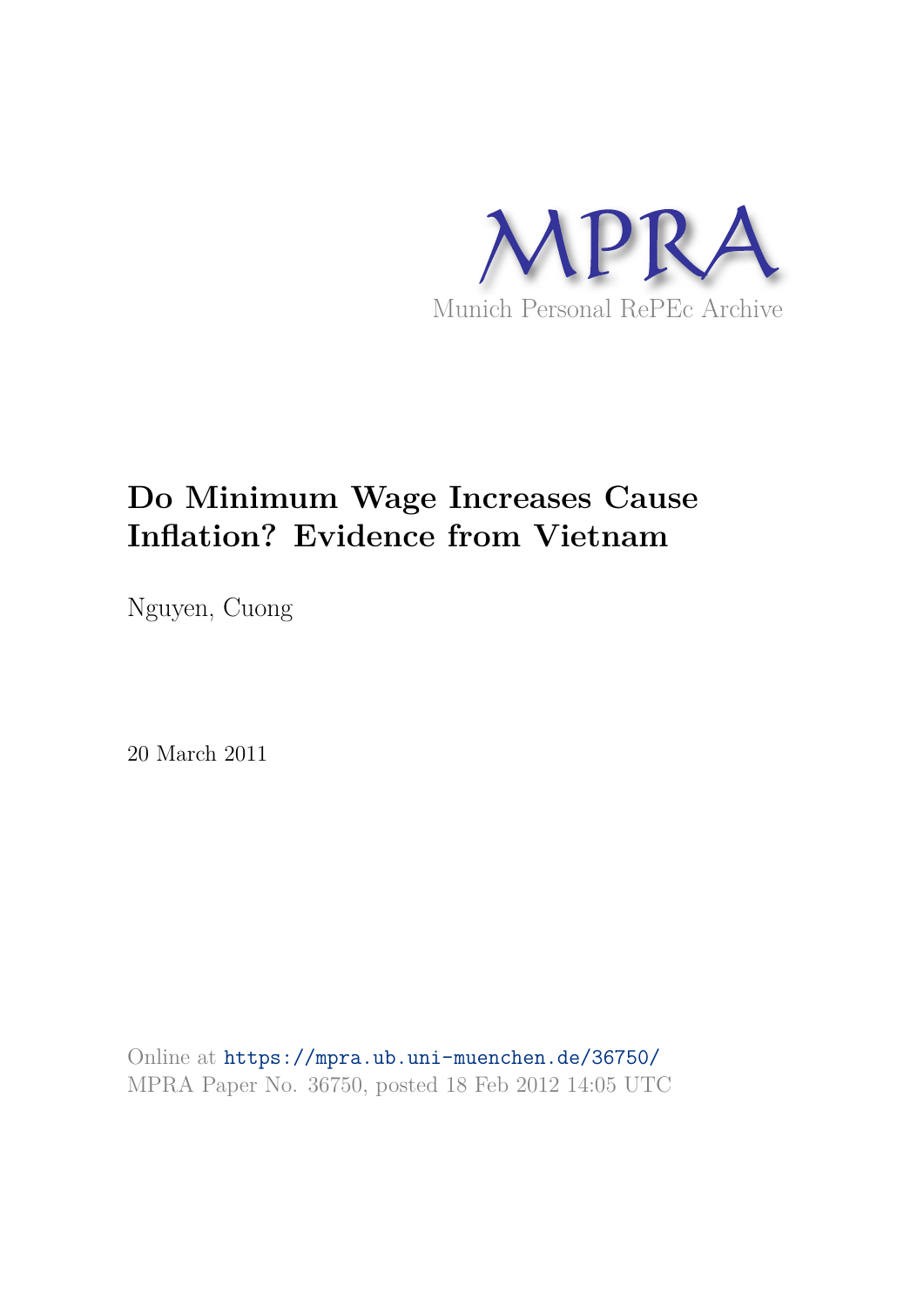MPRA

Munich Personal RePEc Archive

# Do Minimum Wage Increases Cause Inflation? Evidence from Vietnam

Nguyen, Cuong

20 March 2011

Online at https://mpra.ub.uni-muenchen.de/36750/
MPRA Paper No. 36750, posted 18 Feb 2012 14:05 UTC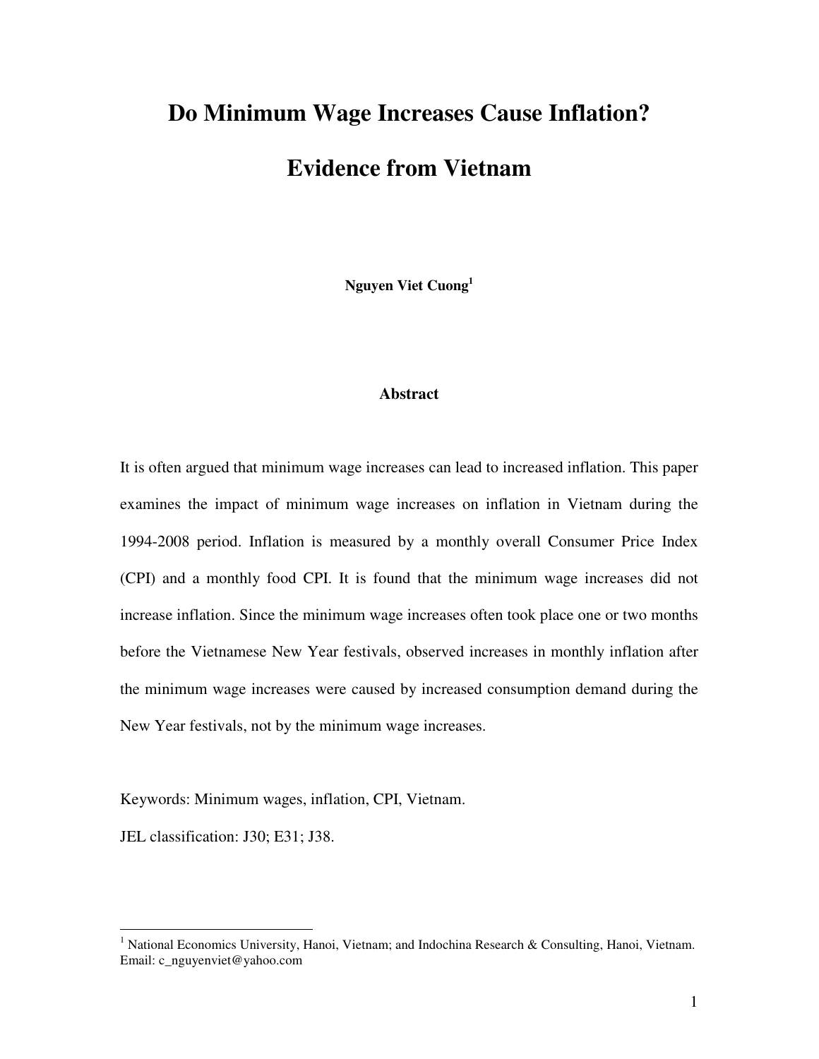# Do Minimum Wage Increases Cause Inflation?

# Evidence from Vietnam

**Nguyen Viet Cuong**[1]

### Abstract

It is often argued that minimum wage increases can lead to increased inflation. This paper examines the impact of minimum wage increases on inflation in Vietnam during the 1994-2008 period. Inflation is measured by a monthly overall Consumer Price Index (CPI) and a monthly food CPI. It is found that the minimum wage increases did not increase inflation. Since the minimum wage increases often took place one or two months before the Vietnamese New Year festivals, observed increases in monthly inflation after the minimum wage increases were caused by increased consumption demand during the New Year festivals, not by the minimum wage increases.

Keywords: Minimum wages, inflation, CPI, Vietnam.

JEL classification: J30; E31; J38.

---

[1] National Economics University, Hanoi, Vietnam; and Indochina Research & Consulting, Hanoi, Vietnam. Email: c_nguyenviet@yahoo.com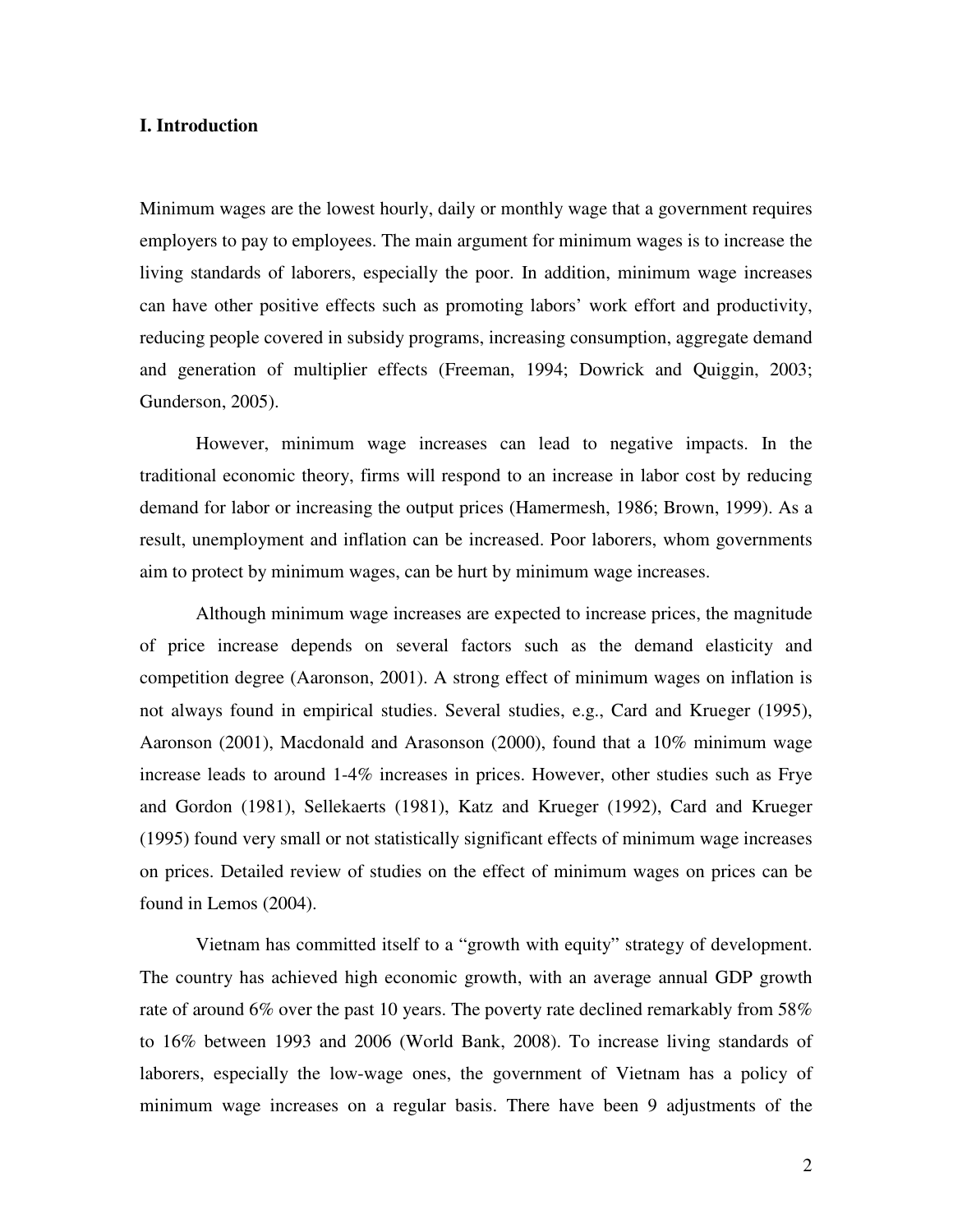## I. Introduction

Minimum wages are the lowest hourly, daily or monthly wage that a government requires employers to pay to employees. The main argument for minimum wages is to increase the living standards of laborers, especially the poor. In addition, minimum wage increases can have other positive effects such as promoting labors' work effort and productivity, reducing people covered in subsidy programs, increasing consumption, aggregate demand and generation of multiplier effects (Freeman, 1994; Dowrick and Quiggin, 2003; Gunderson, 2005).

However, minimum wage increases can lead to negative impacts. In the traditional economic theory, firms will respond to an increase in labor cost by reducing demand for labor or increasing the output prices (Hamermesh, 1986; Brown, 1999). As a result, unemployment and inflation can be increased. Poor laborers, whom governments aim to protect by minimum wages, can be hurt by minimum wage increases.

Although minimum wage increases are expected to increase prices, the magnitude of price increase depends on several factors such as the demand elasticity and competition degree (Aaronson, 2001). A strong effect of minimum wages on inflation is not always found in empirical studies. Several studies, e.g., Card and Krueger (1995), Aaronson (2001), Macdonald and Arasonson (2000), found that a 10% minimum wage increase leads to around 1-4% increases in prices. However, other studies such as Frye and Gordon (1981), Sellekaerts (1981), Katz and Krueger (1992), Card and Krueger (1995) found very small or not statistically significant effects of minimum wage increases on prices. Detailed review of studies on the effect of minimum wages on prices can be found in Lemos (2004).

Vietnam has committed itself to a "growth with equity" strategy of development. The country has achieved high economic growth, with an average annual GDP growth rate of around 6% over the past 10 years. The poverty rate declined remarkably from 58% to 16% between 1993 and 2006 (World Bank, 2008). To increase living standards of laborers, especially the low-wage ones, the government of Vietnam has a policy of minimum wage increases on a regular basis. There have been 9 adjustments of the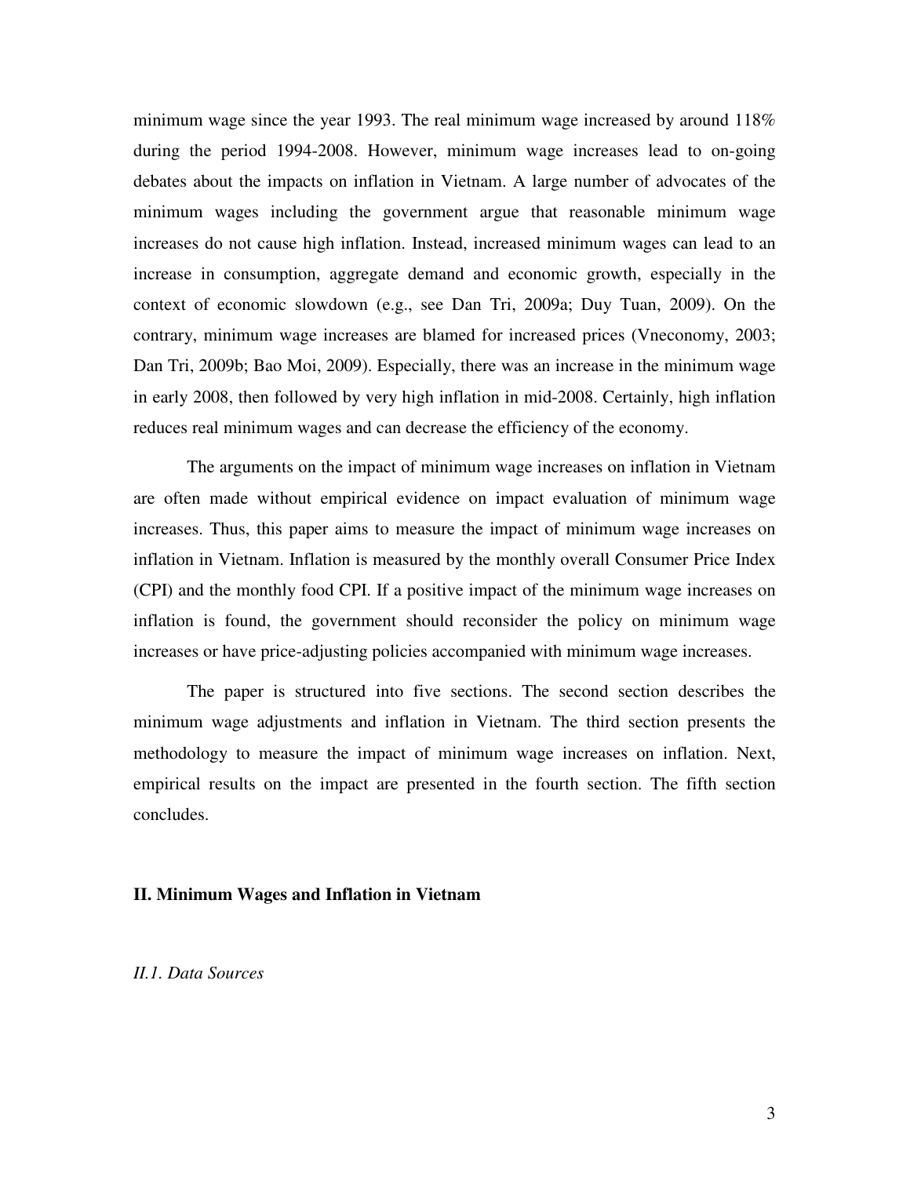minimum wage since the year 1993. The real minimum wage increased by around 118% during the period 1994-2008. However, minimum wage increases lead to on-going debates about the impacts on inflation in Vietnam. A large number of advocates of the minimum wages including the government argue that reasonable minimum wage increases do not cause high inflation. Instead, increased minimum wages can lead to an increase in consumption, aggregate demand and economic growth, especially in the context of economic slowdown (e.g., see Dan Tri, 2009a; Duy Tuan, 2009). On the contrary, minimum wage increases are blamed for increased prices (Vneconomy, 2003; Dan Tri, 2009b; Bao Moi, 2009). Especially, there was an increase in the minimum wage in early 2008, then followed by very high inflation in mid-2008. Certainly, high inflation reduces real minimum wages and can decrease the efficiency of the economy.

The arguments on the impact of minimum wage increases on inflation in Vietnam are often made without empirical evidence on impact evaluation of minimum wage increases. Thus, this paper aims to measure the impact of minimum wage increases on inflation in Vietnam. Inflation is measured by the monthly overall Consumer Price Index (CPI) and the monthly food CPI. If a positive impact of the minimum wage increases on inflation is found, the government should reconsider the policy on minimum wage increases or have price-adjusting policies accompanied with minimum wage increases.

The paper is structured into five sections. The second section describes the minimum wage adjustments and inflation in Vietnam. The third section presents the methodology to measure the impact of minimum wage increases on inflation. Next, empirical results on the impact are presented in the fourth section. The fifth section concludes.

## II. Minimum Wages and Inflation in Vietnam

### *II.1. Data Sources*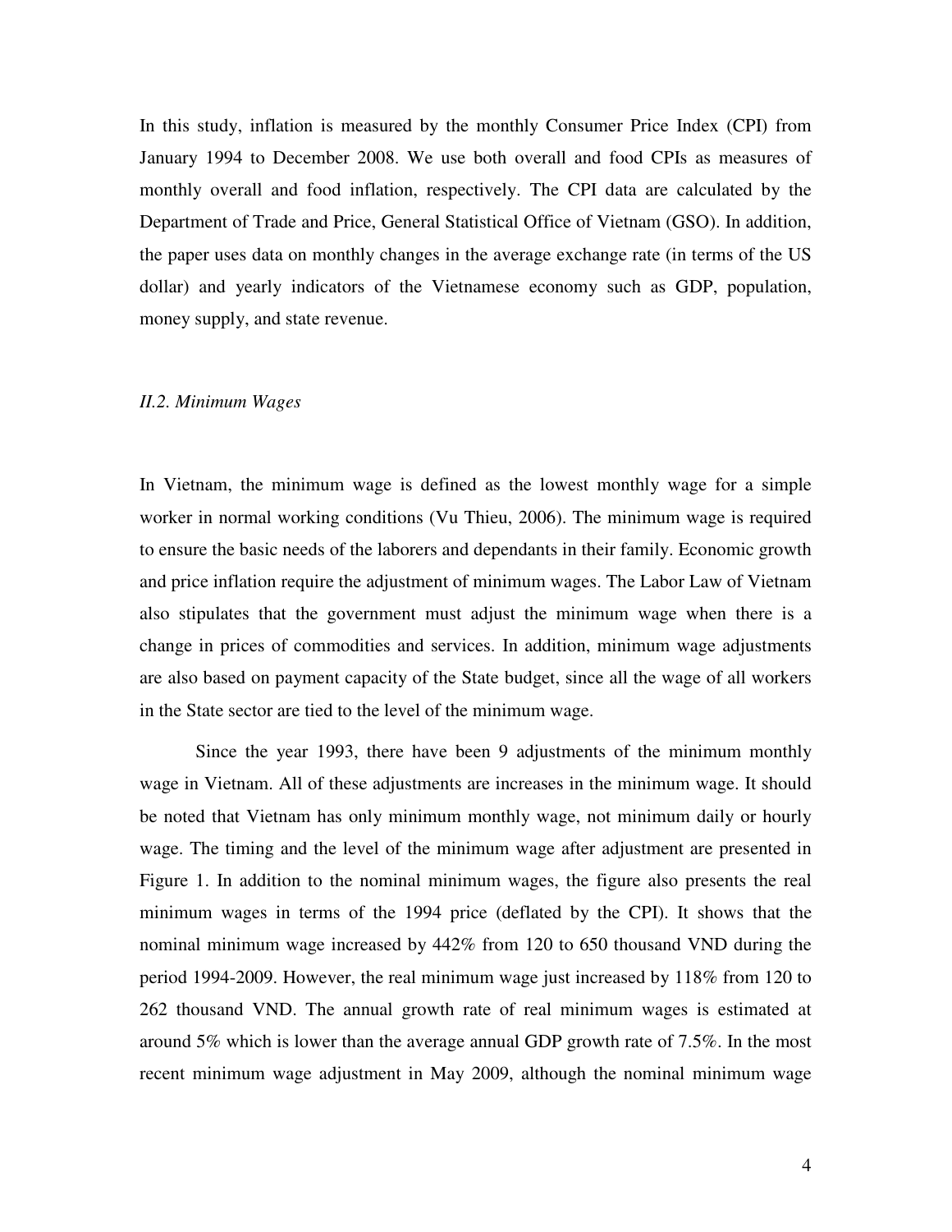In this study, inflation is measured by the monthly Consumer Price Index (CPI) from January 1994 to December 2008. We use both overall and food CPIs as measures of monthly overall and food inflation, respectively. The CPI data are calculated by the Department of Trade and Price, General Statistical Office of Vietnam (GSO). In addition, the paper uses data on monthly changes in the average exchange rate (in terms of the US dollar) and yearly indicators of the Vietnamese economy such as GDP, population, money supply, and state revenue.

### *II.2. Minimum Wages*

In Vietnam, the minimum wage is defined as the lowest monthly wage for a simple worker in normal working conditions (Vu Thieu, 2006). The minimum wage is required to ensure the basic needs of the laborers and dependants in their family. Economic growth and price inflation require the adjustment of minimum wages. The Labor Law of Vietnam also stipulates that the government must adjust the minimum wage when there is a change in prices of commodities and services. In addition, minimum wage adjustments are also based on payment capacity of the State budget, since all the wage of all workers in the State sector are tied to the level of the minimum wage.

Since the year 1993, there have been 9 adjustments of the minimum monthly wage in Vietnam. All of these adjustments are increases in the minimum wage. It should be noted that Vietnam has only minimum monthly wage, not minimum daily or hourly wage. The timing and the level of the minimum wage after adjustment are presented in Figure 1. In addition to the nominal minimum wages, the figure also presents the real minimum wages in terms of the 1994 price (deflated by the CPI). It shows that the nominal minimum wage increased by 442% from 120 to 650 thousand VND during the period 1994-2009. However, the real minimum wage just increased by 118% from 120 to 262 thousand VND. The annual growth rate of real minimum wages is estimated at around 5% which is lower than the average annual GDP growth rate of 7.5%. In the most recent minimum wage adjustment in May 2009, although the nominal minimum wage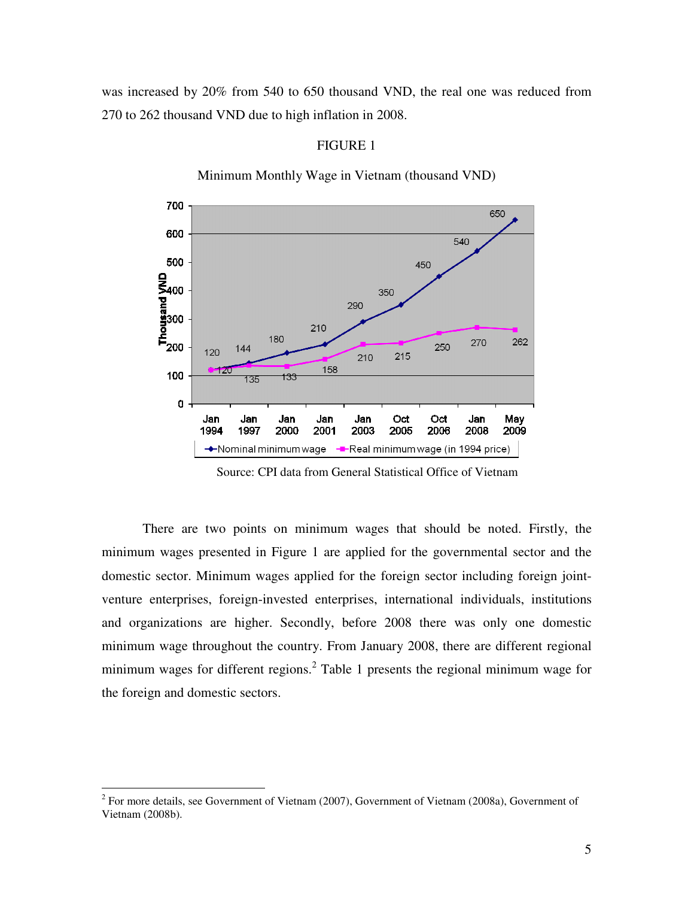was increased by 20% from 540 to 650 thousand VND, the real one was reduced from 270 to 262 thousand VND due to high inflation in 2008.

FIGURE 1

Minimum Monthly Wage in Vietnam (thousand VND)

| | Jan 1994 | Jan 1997 | Jan 2000 | Jan 2001 | Jan 2003 | Oct 2005 | Oct 2006 | Jan 2008 | May 2009 |
|---|---|---|---|---|---|---|---|---|---|
| Nominal minimum wage | 120 | 144 | 180 | 210 | 290 | 350 | 450 | 540 | 650 |
| Real minimum wage (in 1994 price) | 120 | 135 | 133 | 158 | 210 | 215 | 250 | 270 | 262 |

Source: CPI data from General Statistical Office of Vietnam

There are two points on minimum wages that should be noted. Firstly, the minimum wages presented in Figure 1 are applied for the governmental sector and the domestic sector. Minimum wages applied for the foreign sector including foreign joint-venture enterprises, foreign-invested enterprises, international individuals, institutions and organizations are higher. Secondly, before 2008 there was only one domestic minimum wage throughout the country. From January 2008, there are different regional minimum wages for different regions.[2] Table 1 presents the regional minimum wage for the foreign and domestic sectors.

[2] For more details, see Government of Vietnam (2007), Government of Vietnam (2008a), Government of Vietnam (2008b).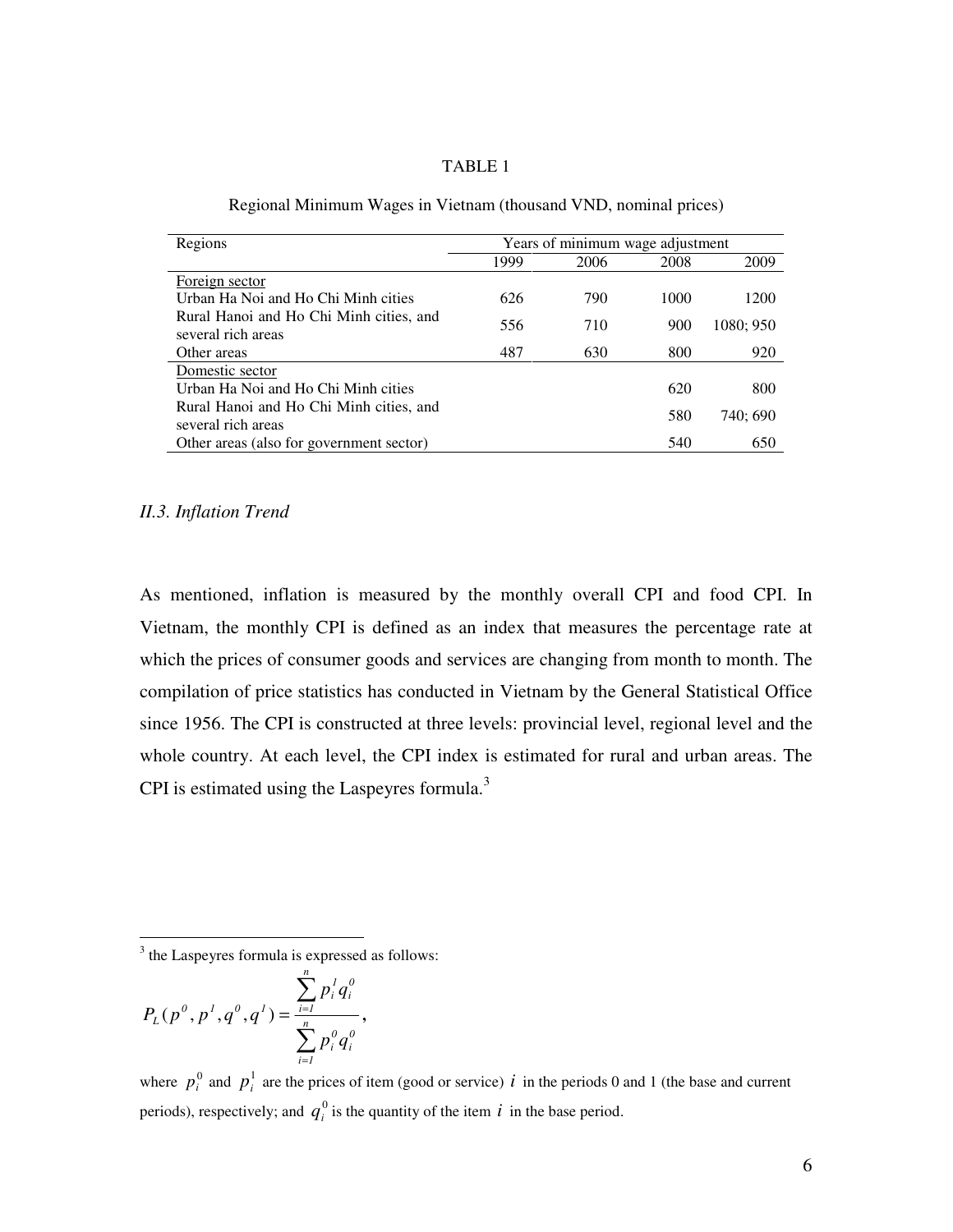TABLE 1

Regional Minimum Wages in Vietnam (thousand VND, nominal prices)

| Regions | Years of minimum wage adjustment | | | |
|---|---|---|---|---|
| | 1999 | 2006 | 2008 | 2009 |
| Foreign sector | | | | |
| Urban Ha Noi and Ho Chi Minh cities | 626 | 790 | 1000 | 1200 |
| Rural Hanoi and Ho Chi Minh cities, and several rich areas | 556 | 710 | 900 | 1080; 950 |
| Other areas | 487 | 630 | 800 | 920 |
| Domestic sector | | | | |
| Urban Ha Noi and Ho Chi Minh cities | | | 620 | 800 |
| Rural Hanoi and Ho Chi Minh cities, and several rich areas | | | 580 | 740; 690 |
| Other areas (also for government sector) | | | 540 | 650 |

### *II.3. Inflation Trend*

As mentioned, inflation is measured by the monthly overall CPI and food CPI. In Vietnam, the monthly CPI is defined as an index that measures the percentage rate at which the prices of consumer goods and services are changing from month to month. The compilation of price statistics has conducted in Vietnam by the General Statistical Office since 1956. The CPI is constructed at three levels: provincial level, regional level and the whole country. At each level, the CPI index is estimated for rural and urban areas. The CPI is estimated using the Laspeyres formula.[3]

---

[3] the Laspeyres formula is expressed as follows:

$$P_L(p^0, p^1, q^0, q^1) = \frac{\sum_{i=1}^{n} p_i^1 q_i^0}{\sum_{i=1}^{n} p_i^0 q_i^0},$$

where $p_i^0$ and $p_i^1$ are the prices of item (good or service) $i$ in the periods 0 and 1 (the base and current periods), respectively; and $q_i^0$ is the quantity of the item $i$ in the base period.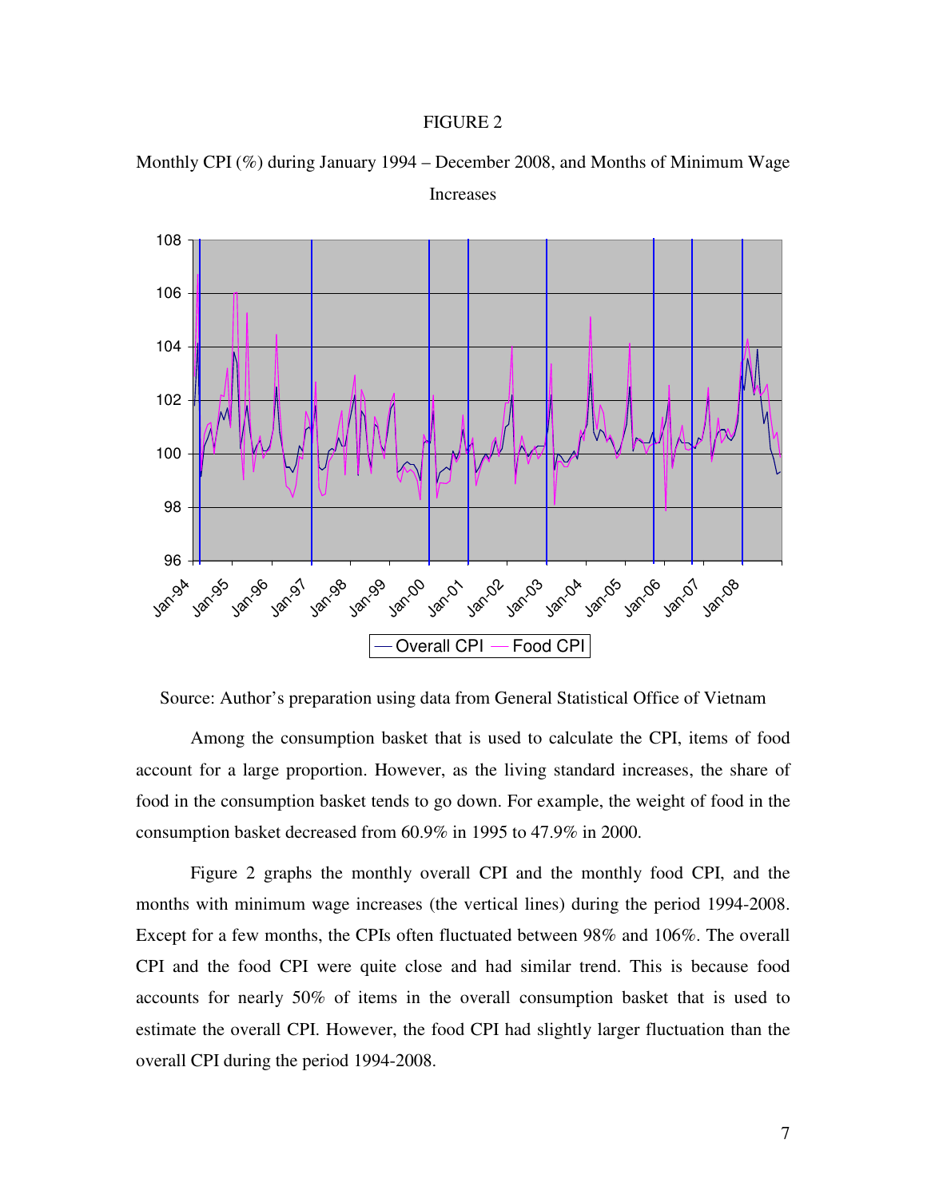FIGURE 2

Monthly CPI (%) during January 1994 – December 2008, and Months of Minimum Wage Increases

Source: Author's preparation using data from General Statistical Office of Vietnam

Among the consumption basket that is used to calculate the CPI, items of food account for a large proportion. However, as the living standard increases, the share of food in the consumption basket tends to go down. For example, the weight of food in the consumption basket decreased from 60.9% in 1995 to 47.9% in 2000.

Figure 2 graphs the monthly overall CPI and the monthly food CPI, and the months with minimum wage increases (the vertical lines) during the period 1994-2008. Except for a few months, the CPIs often fluctuated between 98% and 106%. The overall CPI and the food CPI were quite close and had similar trend. This is because food accounts for nearly 50% of items in the overall consumption basket that is used to estimate the overall CPI. However, the food CPI had slightly larger fluctuation than the overall CPI during the period 1994-2008.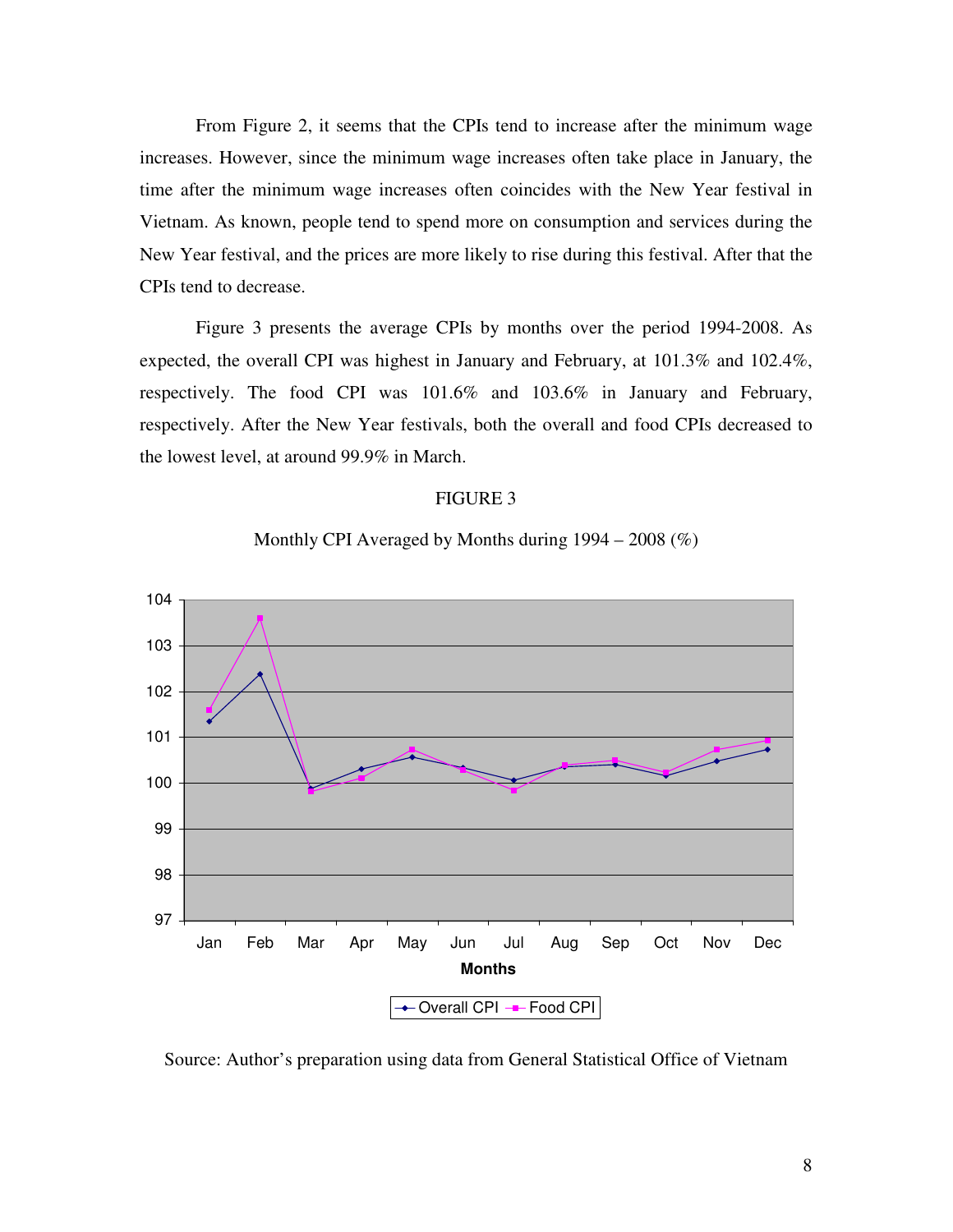From Figure 2, it seems that the CPIs tend to increase after the minimum wage increases. However, since the minimum wage increases often take place in January, the time after the minimum wage increases often coincides with the New Year festival in Vietnam. As known, people tend to spend more on consumption and services during the New Year festival, and the prices are more likely to rise during this festival. After that the CPIs tend to decrease.

Figure 3 presents the average CPIs by months over the period 1994-2008. As expected, the overall CPI was highest in January and February, at 101.3% and 102.4%, respectively. The food CPI was 101.6% and 103.6% in January and February, respectively. After the New Year festivals, both the overall and food CPIs decreased to the lowest level, at around 99.9% in March.

FIGURE 3

Monthly CPI Averaged by Months during 1994 – 2008 (%)

Source: Author's preparation using data from General Statistical Office of Vietnam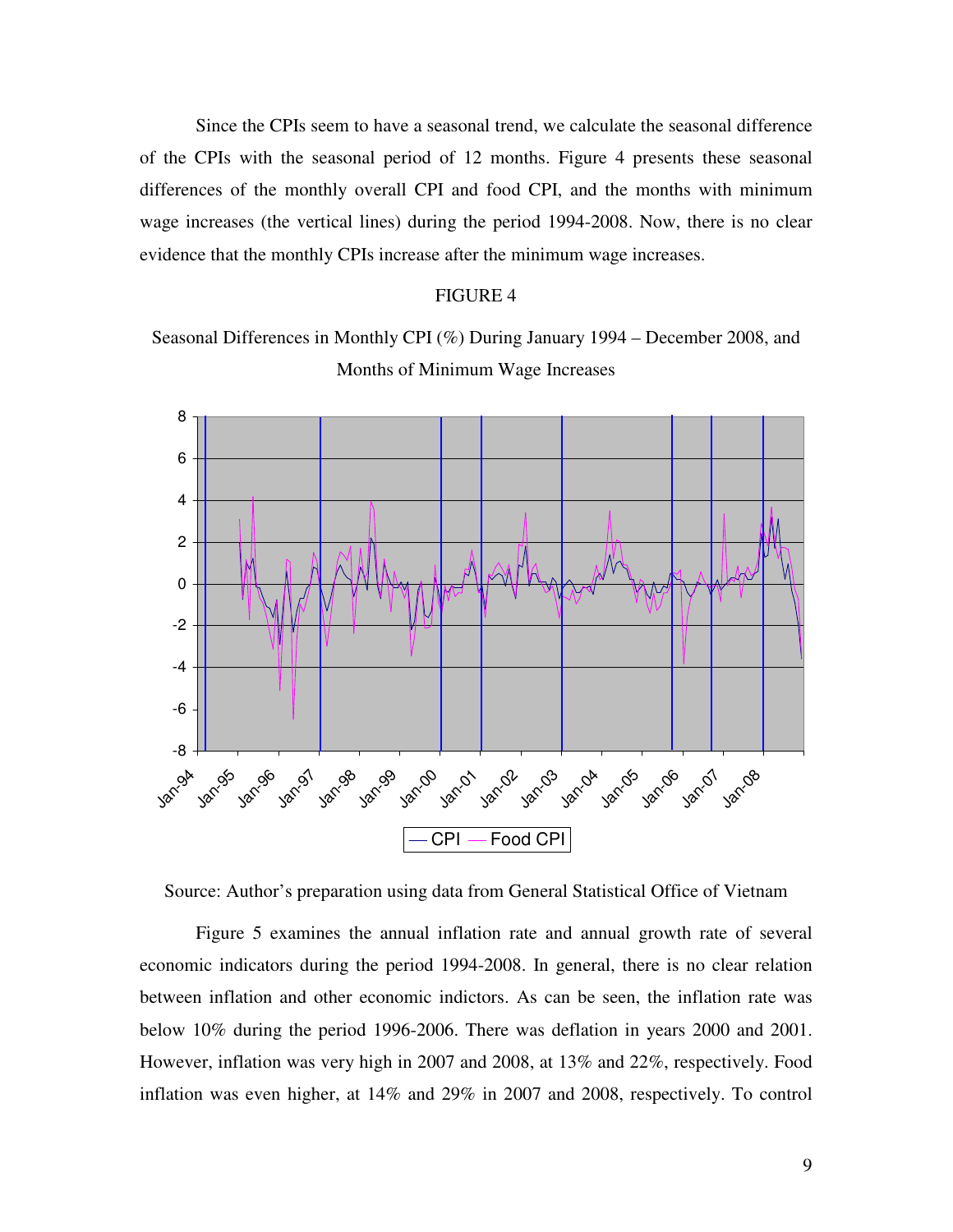Since the CPIs seem to have a seasonal trend, we calculate the seasonal difference of the CPIs with the seasonal period of 12 months. Figure 4 presents these seasonal differences of the monthly overall CPI and food CPI, and the months with minimum wage increases (the vertical lines) during the period 1994-2008. Now, there is no clear evidence that the monthly CPIs increase after the minimum wage increases.

FIGURE 4

Seasonal Differences in Monthly CPI (%) During January 1994 – December 2008, and Months of Minimum Wage Increases

Source: Author's preparation using data from General Statistical Office of Vietnam

Figure 5 examines the annual inflation rate and annual growth rate of several economic indicators during the period 1994-2008. In general, there is no clear relation between inflation and other economic indictors. As can be seen, the inflation rate was below 10% during the period 1996-2006. There was deflation in years 2000 and 2001. However, inflation was very high in 2007 and 2008, at 13% and 22%, respectively. Food inflation was even higher, at 14% and 29% in 2007 and 2008, respectively. To control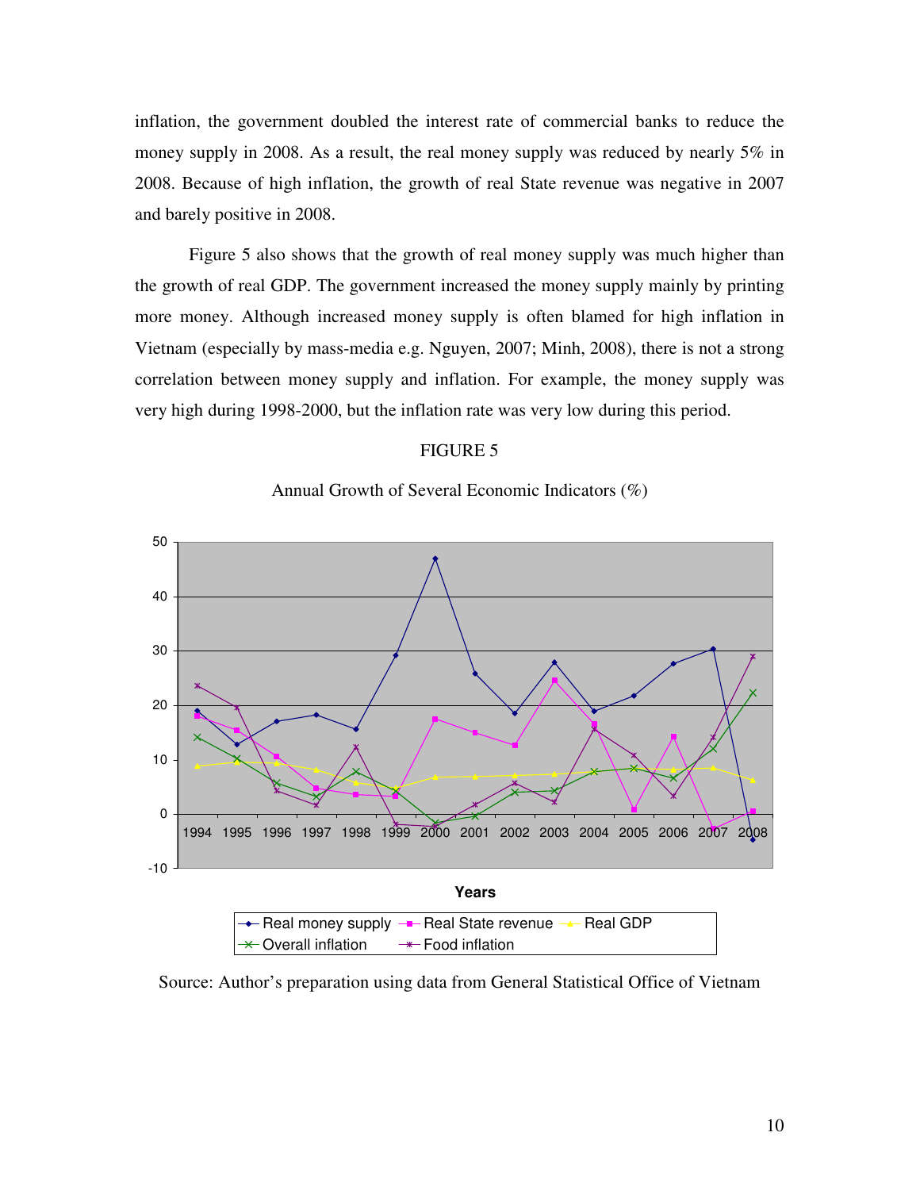inflation, the government doubled the interest rate of commercial banks to reduce the money supply in 2008. As a result, the real money supply was reduced by nearly 5% in 2008. Because of high inflation, the growth of real State revenue was negative in 2007 and barely positive in 2008.

Figure 5 also shows that the growth of real money supply was much higher than the growth of real GDP. The government increased the money supply mainly by printing more money. Although increased money supply is often blamed for high inflation in Vietnam (especially by mass-media e.g. Nguyen, 2007; Minh, 2008), there is not a strong correlation between money supply and inflation. For example, the money supply was very high during 1998-2000, but the inflation rate was very low during this period.

FIGURE 5

Annual Growth of Several Economic Indicators (%)

Source: Author's preparation using data from General Statistical Office of Vietnam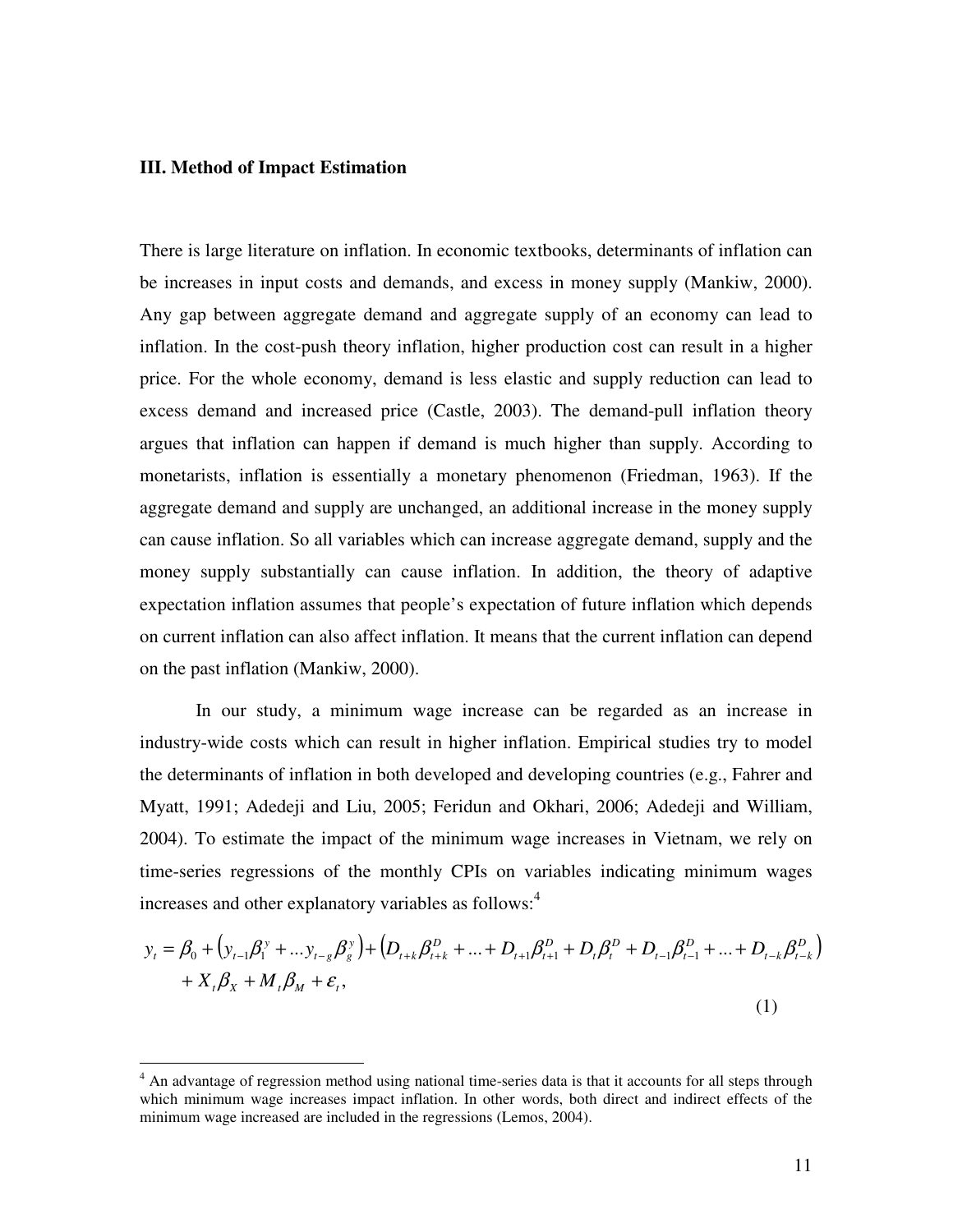### III. Method of Impact Estimation

There is large literature on inflation. In economic textbooks, determinants of inflation can be increases in input costs and demands, and excess in money supply (Mankiw, 2000). Any gap between aggregate demand and aggregate supply of an economy can lead to inflation. In the cost-push theory inflation, higher production cost can result in a higher price. For the whole economy, demand is less elastic and supply reduction can lead to excess demand and increased price (Castle, 2003). The demand-pull inflation theory argues that inflation can happen if demand is much higher than supply. According to monetarists, inflation is essentially a monetary phenomenon (Friedman, 1963). If the aggregate demand and supply are unchanged, an additional increase in the money supply can cause inflation. So all variables which can increase aggregate demand, supply and the money supply substantially can cause inflation. In addition, the theory of adaptive expectation inflation assumes that people's expectation of future inflation which depends on current inflation can also affect inflation. It means that the current inflation can depend on the past inflation (Mankiw, 2000).

In our study, a minimum wage increase can be regarded as an increase in industry-wide costs which can result in higher inflation. Empirical studies try to model the determinants of inflation in both developed and developing countries (e.g., Fahrer and Myatt, 1991; Adedeji and Liu, 2005; Feridun and Okhari, 2006; Adedeji and William, 2004). To estimate the impact of the minimum wage increases in Vietnam, we rely on time-series regressions of the monthly CPIs on variables indicating minimum wages increases and other explanatory variables as follows:[4]

$$y_t = \beta_0 + \left(y_{t-1}\beta_1^y + ... y_{t-g}\beta_g^y\right) + \left(D_{t+k}\beta_{t+k}^D + ... + D_{t+1}\beta_{t+1}^D + D_t\beta_t^D + D_{t-1}\beta_{t-1}^D + ... + D_{t-k}\beta_{t-k}^D\right) + X_t\beta_X + M_t\beta_M + \varepsilon_t, \quad (1)$$

[4] An advantage of regression method using national time-series data is that it accounts for all steps through which minimum wage increases impact inflation. In other words, both direct and indirect effects of the minimum wage increased are included in the regressions (Lemos, 2004).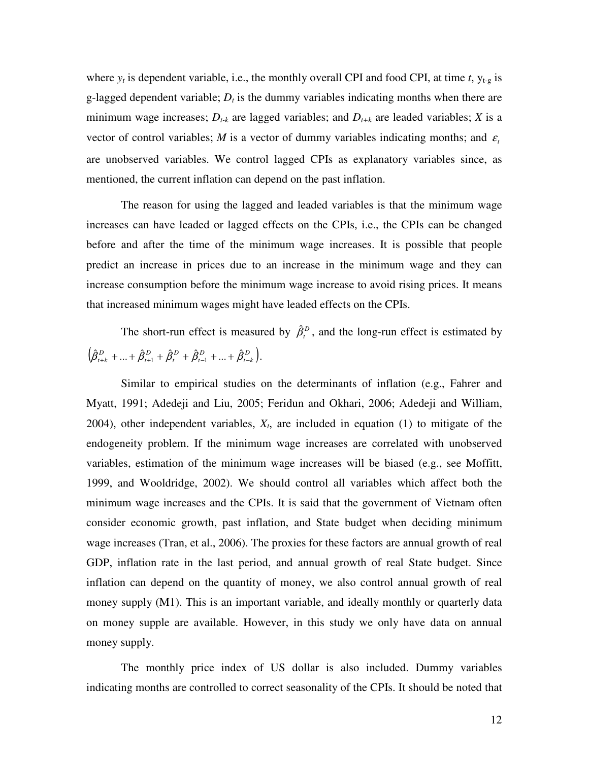where $y_t$ is dependent variable, i.e., the monthly overall CPI and food CPI, at time $t$, $y_{t-g}$ is g-lagged dependent variable; $D_t$ is the dummy variables indicating months when there are minimum wage increases; $D_{t-k}$ are lagged variables; and $D_{t+k}$ are leaded variables; $X$ is a vector of control variables; $M$ is a vector of dummy variables indicating months; and $\varepsilon_t$ are unobserved variables. We control lagged CPIs as explanatory variables since, as mentioned, the current inflation can depend on the past inflation.

The reason for using the lagged and leaded variables is that the minimum wage increases can have leaded or lagged effects on the CPIs, i.e., the CPIs can be changed before and after the time of the minimum wage increases. It is possible that people predict an increase in prices due to an increase in the minimum wage and they can increase consumption before the minimum wage increase to avoid rising prices. It means that increased minimum wages might have leaded effects on the CPIs.

The short-run effect is measured by $\hat{\beta}_t^D$, and the long-run effect is estimated by $\left(\hat{\beta}_{t+k}^D + ... + \hat{\beta}_{t+1}^D + \hat{\beta}_t^D + \hat{\beta}_{t-1}^D + ... + \hat{\beta}_{t-k}^D\right)$.

Similar to empirical studies on the determinants of inflation (e.g., Fahrer and Myatt, 1991; Adedeji and Liu, 2005; Feridun and Okhari, 2006; Adedeji and William, 2004), other independent variables, $X_t$, are included in equation (1) to mitigate of the endogeneity problem. If the minimum wage increases are correlated with unobserved variables, estimation of the minimum wage increases will be biased (e.g., see Moffitt, 1999, and Wooldridge, 2002). We should control all variables which affect both the minimum wage increases and the CPIs. It is said that the government of Vietnam often consider economic growth, past inflation, and State budget when deciding minimum wage increases (Tran, et al., 2006). The proxies for these factors are annual growth of real GDP, inflation rate in the last period, and annual growth of real State budget. Since inflation can depend on the quantity of money, we also control annual growth of real money supply (M1). This is an important variable, and ideally monthly or quarterly data on money supple are available. However, in this study we only have data on annual money supply.

The monthly price index of US dollar is also included. Dummy variables indicating months are controlled to correct seasonality of the CPIs. It should be noted that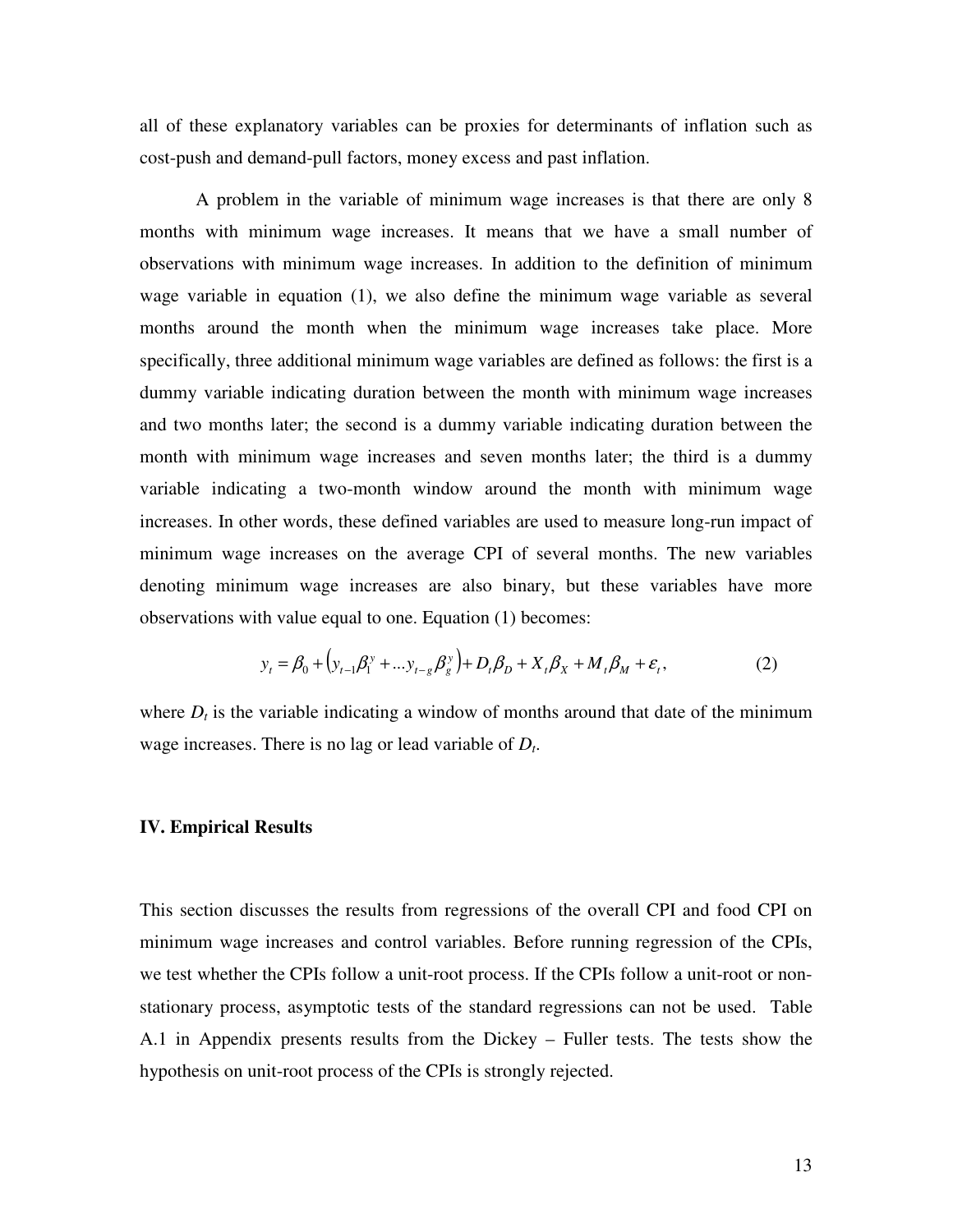all of these explanatory variables can be proxies for determinants of inflation such as cost-push and demand-pull factors, money excess and past inflation.

A problem in the variable of minimum wage increases is that there are only 8 months with minimum wage increases. It means that we have a small number of observations with minimum wage increases. In addition to the definition of minimum wage variable in equation (1), we also define the minimum wage variable as several months around the month when the minimum wage increases take place. More specifically, three additional minimum wage variables are defined as follows: the first is a dummy variable indicating duration between the month with minimum wage increases and two months later; the second is a dummy variable indicating duration between the month with minimum wage increases and seven months later; the third is a dummy variable indicating a two-month window around the month with minimum wage increases. In other words, these defined variables are used to measure long-run impact of minimum wage increases on the average CPI of several months. The new variables denoting minimum wage increases are also binary, but these variables have more observations with value equal to one. Equation (1) becomes:

$$y_t = \beta_0 + \left(y_{t-1}\beta_1^y + \dots y_{t-g}\beta_g^y\right) + D_t\beta_D + X_t\beta_X + M_t\beta_M + \varepsilon_t, \qquad (2)$$

where $D_t$ is the variable indicating a window of months around that date of the minimum wage increases. There is no lag or lead variable of $D_t$.

## IV. Empirical Results

This section discusses the results from regressions of the overall CPI and food CPI on minimum wage increases and control variables. Before running regression of the CPIs, we test whether the CPIs follow a unit-root process. If the CPIs follow a unit-root or non-stationary process, asymptotic tests of the standard regressions can not be used. Table A.1 in Appendix presents results from the Dickey – Fuller tests. The tests show the hypothesis on unit-root process of the CPIs is strongly rejected.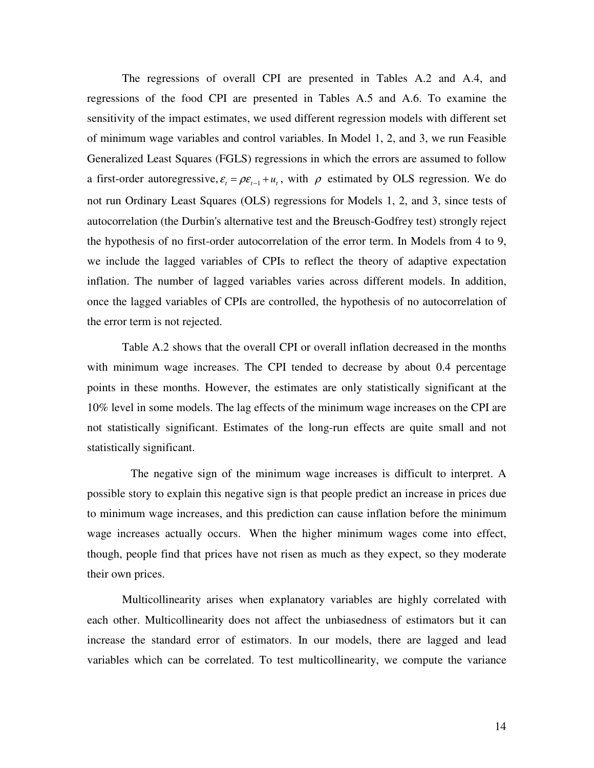The regressions of overall CPI are presented in Tables A.2 and A.4, and regressions of the food CPI are presented in Tables A.5 and A.6. To examine the sensitivity of the impact estimates, we used different regression models with different set of minimum wage variables and control variables. In Model 1, 2, and 3, we run Feasible Generalized Least Squares (FGLS) regressions in which the errors are assumed to follow a first-order autoregressive, $\varepsilon_t = \rho\varepsilon_{t-1} + u_t$, with $\rho$ estimated by OLS regression. We do not run Ordinary Least Squares (OLS) regressions for Models 1, 2, and 3, since tests of autocorrelation (the Durbin's alternative test and the Breusch-Godfrey test) strongly reject the hypothesis of no first-order autocorrelation of the error term. In Models from 4 to 9, we include the lagged variables of CPIs to reflect the theory of adaptive expectation inflation. The number of lagged variables varies across different models. In addition, once the lagged variables of CPIs are controlled, the hypothesis of no autocorrelation of the error term is not rejected.

Table A.2 shows that the overall CPI or overall inflation decreased in the months with minimum wage increases. The CPI tended to decrease by about 0.4 percentage points in these months. However, the estimates are only statistically significant at the 10% level in some models. The lag effects of the minimum wage increases on the CPI are not statistically significant. Estimates of the long-run effects are quite small and not statistically significant.

The negative sign of the minimum wage increases is difficult to interpret. A possible story to explain this negative sign is that people predict an increase in prices due to minimum wage increases, and this prediction can cause inflation before the minimum wage increases actually occurs. When the higher minimum wages come into effect, though, people find that prices have not risen as much as they expect, so they moderate their own prices.

Multicollinearity arises when explanatory variables are highly correlated with each other. Multicollinearity does not affect the unbiasedness of estimators but it can increase the standard error of estimators. In our models, there are lagged and lead variables which can be correlated. To test multicollinearity, we compute the variance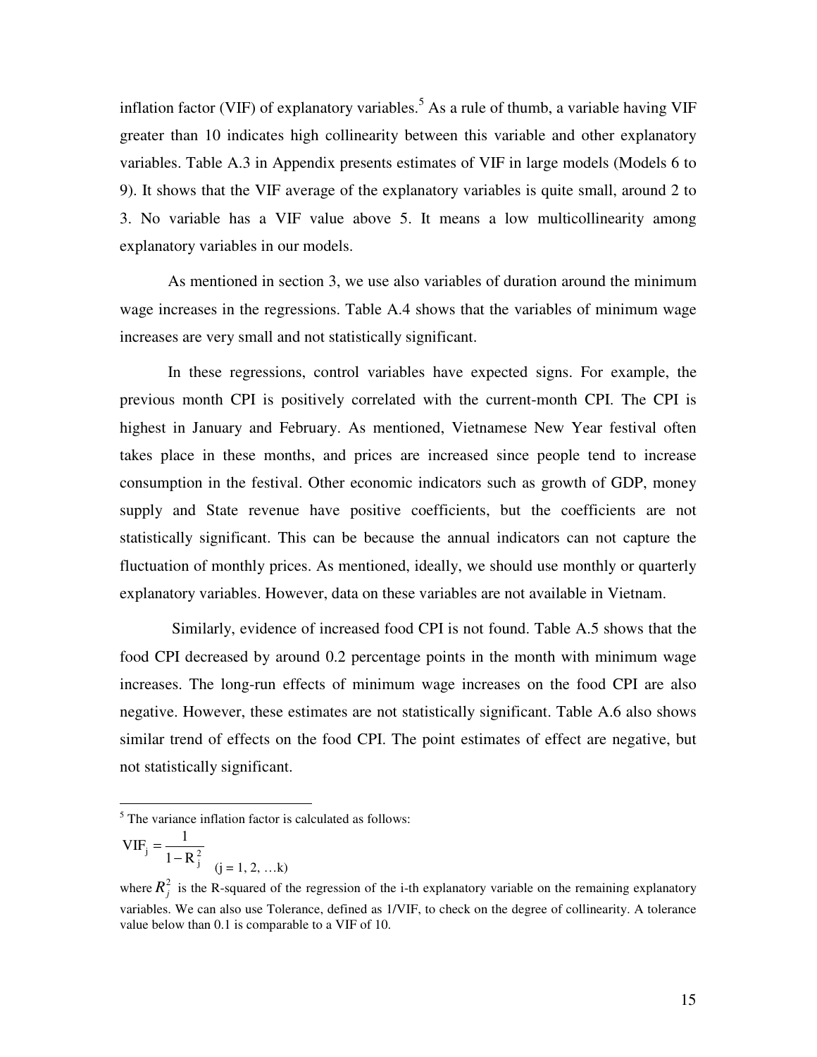inflation factor (VIF) of explanatory variables.[5] As a rule of thumb, a variable having VIF greater than 10 indicates high collinearity between this variable and other explanatory variables. Table A.3 in Appendix presents estimates of VIF in large models (Models 6 to 9). It shows that the VIF average of the explanatory variables is quite small, around 2 to 3. No variable has a VIF value above 5. It means a low multicollinearity among explanatory variables in our models.

As mentioned in section 3, we use also variables of duration around the minimum wage increases in the regressions. Table A.4 shows that the variables of minimum wage increases are very small and not statistically significant.

In these regressions, control variables have expected signs. For example, the previous month CPI is positively correlated with the current-month CPI. The CPI is highest in January and February. As mentioned, Vietnamese New Year festival often takes place in these months, and prices are increased since people tend to increase consumption in the festival. Other economic indicators such as growth of GDP, money supply and State revenue have positive coefficients, but the coefficients are not statistically significant. This can be because the annual indicators can not capture the fluctuation of monthly prices. As mentioned, ideally, we should use monthly or quarterly explanatory variables. However, data on these variables are not available in Vietnam.

Similarly, evidence of increased food CPI is not found. Table A.5 shows that the food CPI decreased by around 0.2 percentage points in the month with minimum wage increases. The long-run effects of minimum wage increases on the food CPI are also negative. However, these estimates are not statistically significant. Table A.6 also shows similar trend of effects on the food CPI. The point estimates of effect are negative, but not statistically significant.

---

[5] The variance inflation factor is calculated as follows:

$$\mathrm{VIF}_j = \frac{1}{1 - R_j^2} \quad (j = 1, 2, \ldots k)$$

where $R_j^2$ is the R-squared of the regression of the i-th explanatory variable on the remaining explanatory variables. We can also use Tolerance, defined as 1/VIF, to check on the degree of collinearity. A tolerance value below than 0.1 is comparable to a VIF of 10.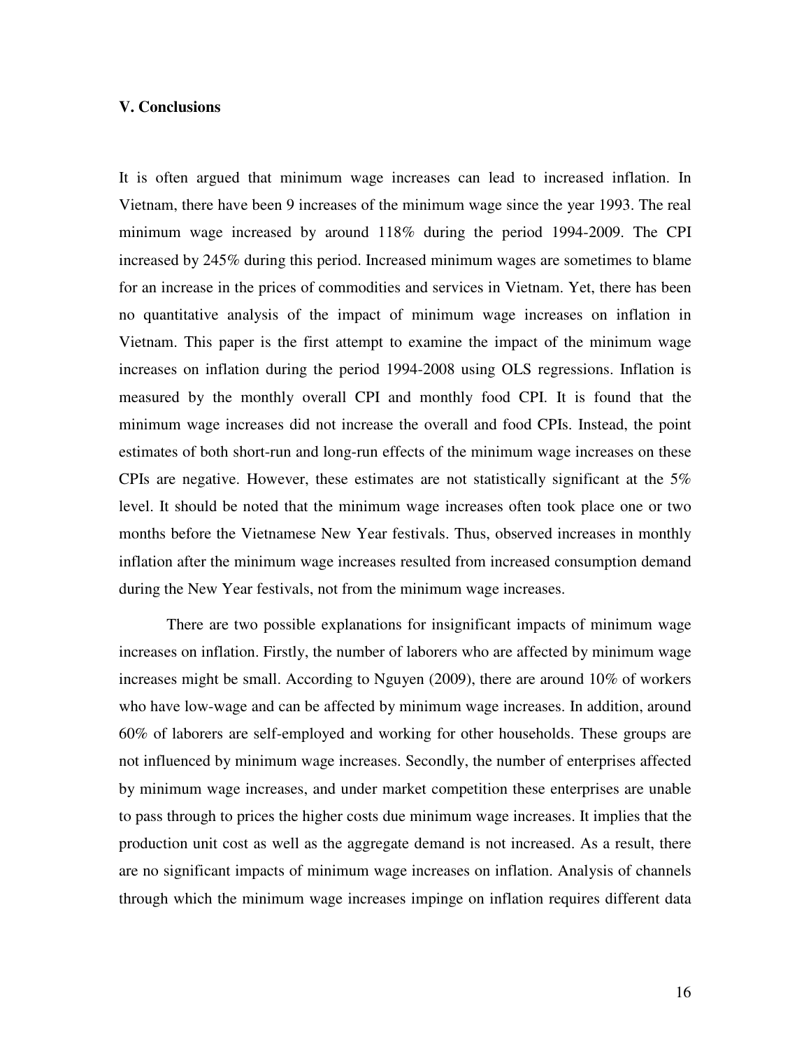### V. Conclusions

It is often argued that minimum wage increases can lead to increased inflation. In Vietnam, there have been 9 increases of the minimum wage since the year 1993. The real minimum wage increased by around 118% during the period 1994-2009. The CPI increased by 245% during this period. Increased minimum wages are sometimes to blame for an increase in the prices of commodities and services in Vietnam. Yet, there has been no quantitative analysis of the impact of minimum wage increases on inflation in Vietnam. This paper is the first attempt to examine the impact of the minimum wage increases on inflation during the period 1994-2008 using OLS regressions. Inflation is measured by the monthly overall CPI and monthly food CPI. It is found that the minimum wage increases did not increase the overall and food CPIs. Instead, the point estimates of both short-run and long-run effects of the minimum wage increases on these CPIs are negative. However, these estimates are not statistically significant at the 5% level. It should be noted that the minimum wage increases often took place one or two months before the Vietnamese New Year festivals. Thus, observed increases in monthly inflation after the minimum wage increases resulted from increased consumption demand during the New Year festivals, not from the minimum wage increases.

There are two possible explanations for insignificant impacts of minimum wage increases on inflation. Firstly, the number of laborers who are affected by minimum wage increases might be small. According to Nguyen (2009), there are around 10% of workers who have low-wage and can be affected by minimum wage increases. In addition, around 60% of laborers are self-employed and working for other households. These groups are not influenced by minimum wage increases. Secondly, the number of enterprises affected by minimum wage increases, and under market competition these enterprises are unable to pass through to prices the higher costs due minimum wage increases. It implies that the production unit cost as well as the aggregate demand is not increased. As a result, there are no significant impacts of minimum wage increases on inflation. Analysis of channels through which the minimum wage increases impinge on inflation requires different data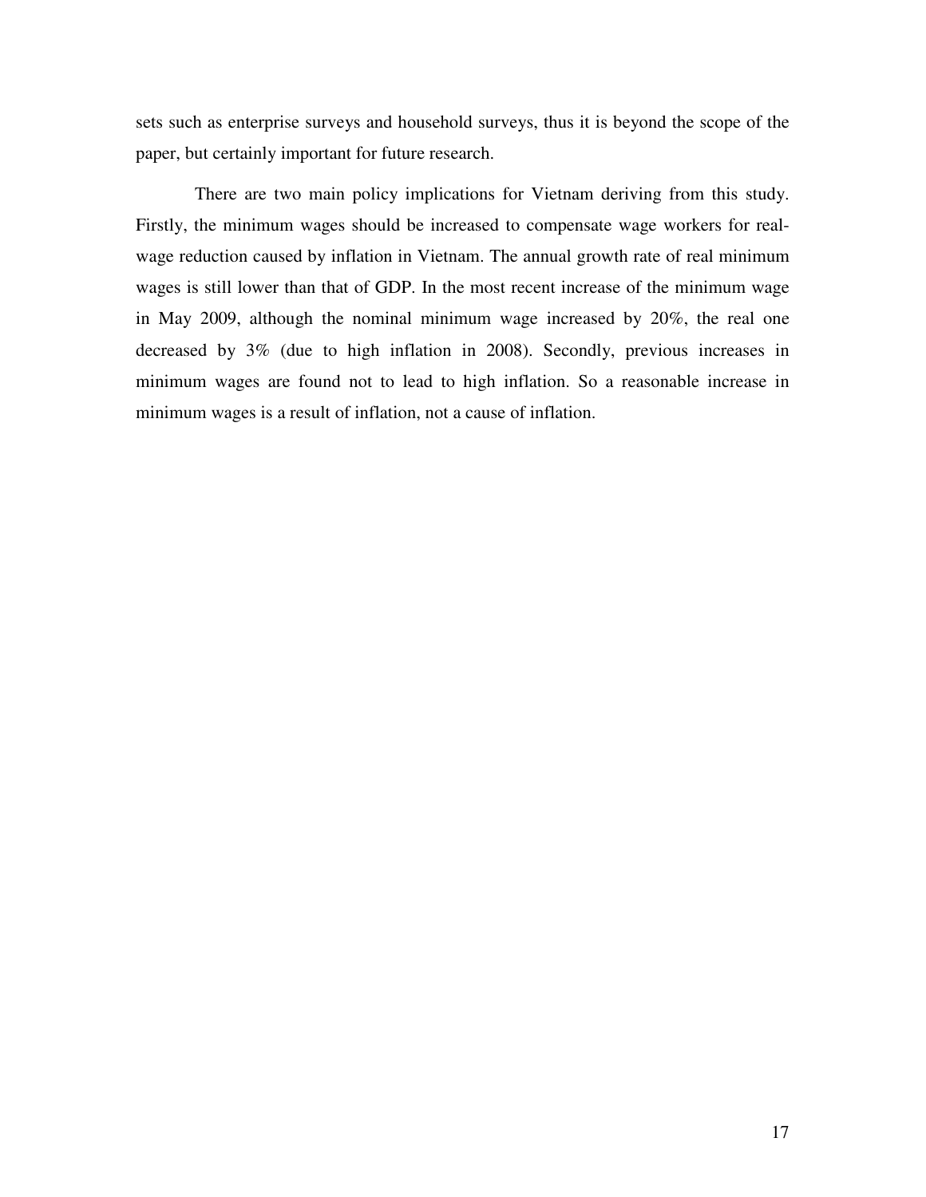sets such as enterprise surveys and household surveys, thus it is beyond the scope of the paper, but certainly important for future research.

There are two main policy implications for Vietnam deriving from this study. Firstly, the minimum wages should be increased to compensate wage workers for real-wage reduction caused by inflation in Vietnam. The annual growth rate of real minimum wages is still lower than that of GDP. In the most recent increase of the minimum wage in May 2009, although the nominal minimum wage increased by 20%, the real one decreased by 3% (due to high inflation in 2008). Secondly, previous increases in minimum wages are found not to lead to high inflation. So a reasonable increase in minimum wages is a result of inflation, not a cause of inflation.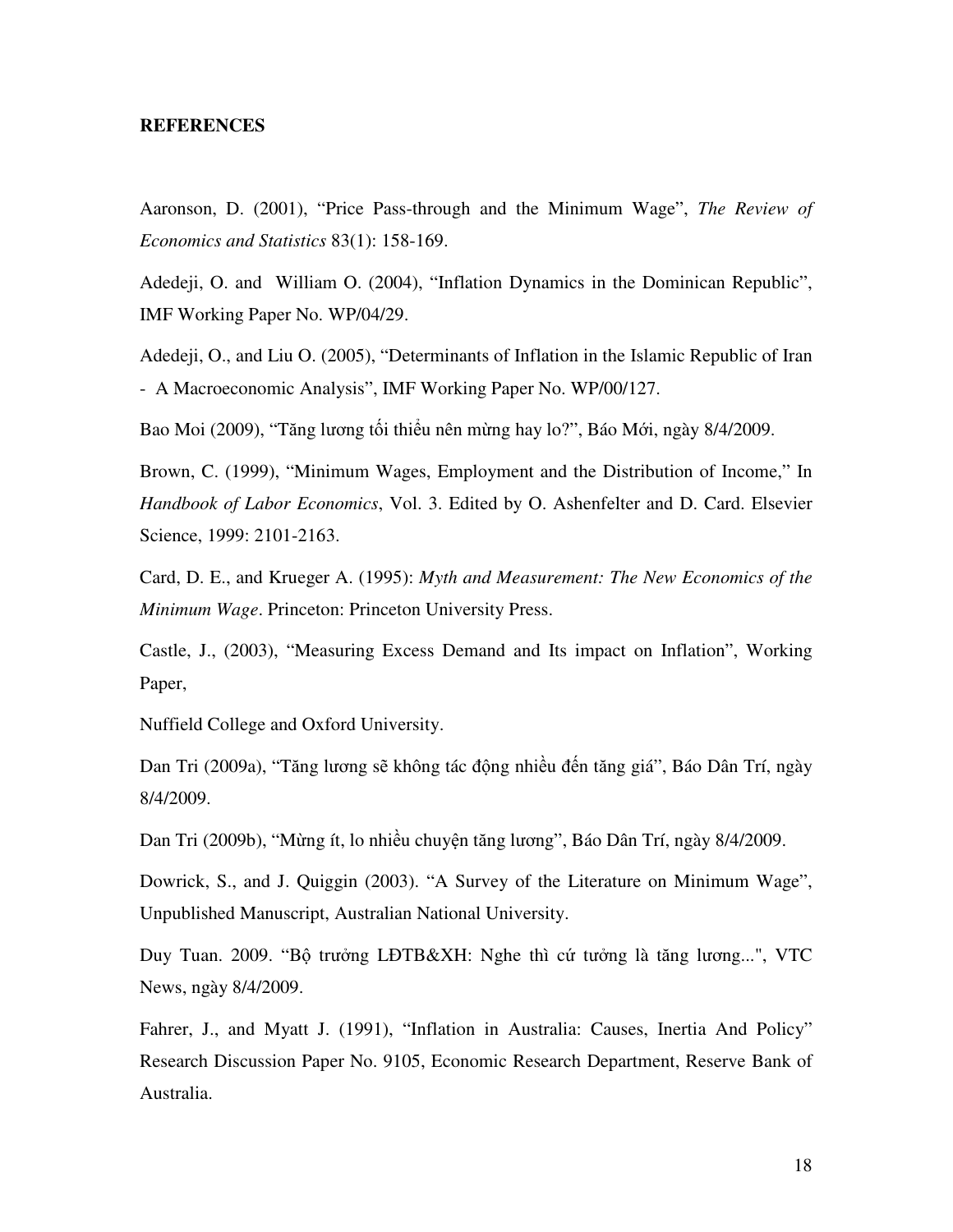**REFERENCES**

Aaronson, D. (2001), "Price Pass-through and the Minimum Wage", *The Review of Economics and Statistics* 83(1): 158-169.

Adedeji, O. and William O. (2004), "Inflation Dynamics in the Dominican Republic", IMF Working Paper No. WP/04/29.

Adedeji, O., and Liu O. (2005), "Determinants of Inflation in the Islamic Republic of Iran - A Macroeconomic Analysis", IMF Working Paper No. WP/00/127.

Bao Moi (2009), "Tăng lương tối thiểu nên mừng hay lo?", Báo Mới, ngày 8/4/2009.

Brown, C. (1999), "Minimum Wages, Employment and the Distribution of Income," In *Handbook of Labor Economics*, Vol. 3. Edited by O. Ashenfelter and D. Card. Elsevier Science, 1999: 2101-2163.

Card, D. E., and Krueger A. (1995): *Myth and Measurement: The New Economics of the Minimum Wage*. Princeton: Princeton University Press.

Castle, J., (2003), "Measuring Excess Demand and Its impact on Inflation", Working Paper,

Nuffield College and Oxford University.

Dan Tri (2009a), "Tăng lương sẽ không tác động nhiều đến tăng giá", Báo Dân Trí, ngày 8/4/2009.

Dan Tri (2009b), "Mừng ít, lo nhiều chuyện tăng lương", Báo Dân Trí, ngày 8/4/2009.

Dowrick, S., and J. Quiggin (2003). "A Survey of the Literature on Minimum Wage", Unpublished Manuscript, Australian National University.

Duy Tuan. 2009. "Bộ trưởng LĐTB&XH: Nghe thì cứ tưởng là tăng lương...", VTC News, ngày 8/4/2009.

Fahrer, J., and Myatt J. (1991), "Inflation in Australia: Causes, Inertia And Policy" Research Discussion Paper No. 9105, Economic Research Department, Reserve Bank of Australia.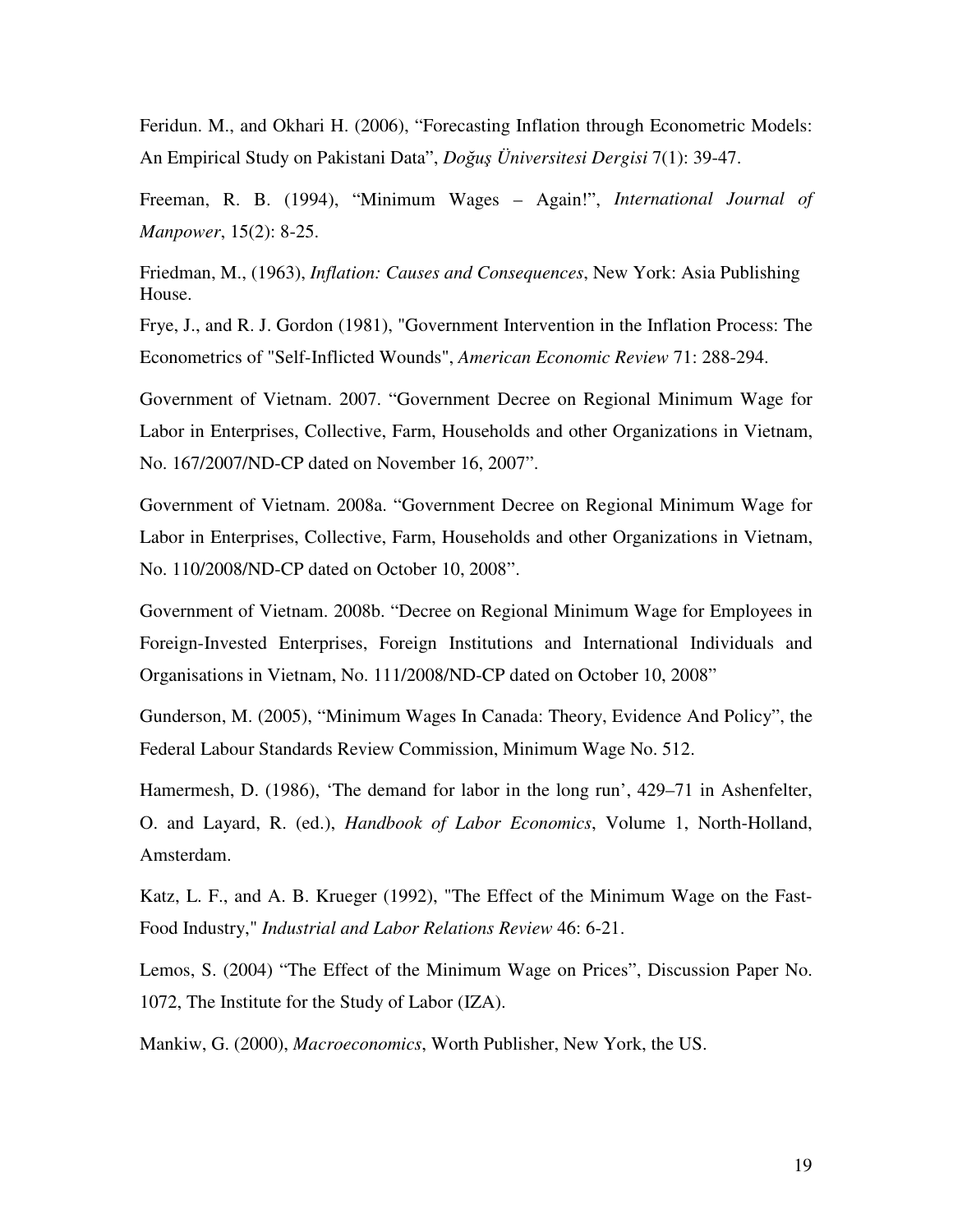Feridun. M., and Okhari H. (2006), "Forecasting Inflation through Econometric Models: An Empirical Study on Pakistani Data", *Doğuş Üniversitesi Dergisi* 7(1): 39-47.

Freeman, R. B. (1994), "Minimum Wages – Again!", *International Journal of Manpower*, 15(2): 8-25.

Friedman, M., (1963), *Inflation: Causes and Consequences*, New York: Asia Publishing House.

Frye, J., and R. J. Gordon (1981), "Government Intervention in the Inflation Process: The Econometrics of "Self-Inflicted Wounds", *American Economic Review* 71: 288-294.

Government of Vietnam. 2007. "Government Decree on Regional Minimum Wage for Labor in Enterprises, Collective, Farm, Households and other Organizations in Vietnam, No. 167/2007/ND-CP dated on November 16, 2007".

Government of Vietnam. 2008a. "Government Decree on Regional Minimum Wage for Labor in Enterprises, Collective, Farm, Households and other Organizations in Vietnam, No. 110/2008/ND-CP dated on October 10, 2008".

Government of Vietnam. 2008b. "Decree on Regional Minimum Wage for Employees in Foreign-Invested Enterprises, Foreign Institutions and International Individuals and Organisations in Vietnam, No. 111/2008/ND-CP dated on October 10, 2008"

Gunderson, M. (2005), "Minimum Wages In Canada: Theory, Evidence And Policy", the Federal Labour Standards Review Commission, Minimum Wage No. 512.

Hamermesh, D. (1986), 'The demand for labor in the long run', 429–71 in Ashenfelter, O. and Layard, R. (ed.), *Handbook of Labor Economics*, Volume 1, North-Holland, Amsterdam.

Katz, L. F., and A. B. Krueger (1992), "The Effect of the Minimum Wage on the Fast-Food Industry," *Industrial and Labor Relations Review* 46: 6-21.

Lemos, S. (2004) "The Effect of the Minimum Wage on Prices", Discussion Paper No. 1072, The Institute for the Study of Labor (IZA).

Mankiw, G. (2000), *Macroeconomics*, Worth Publisher, New York, the US.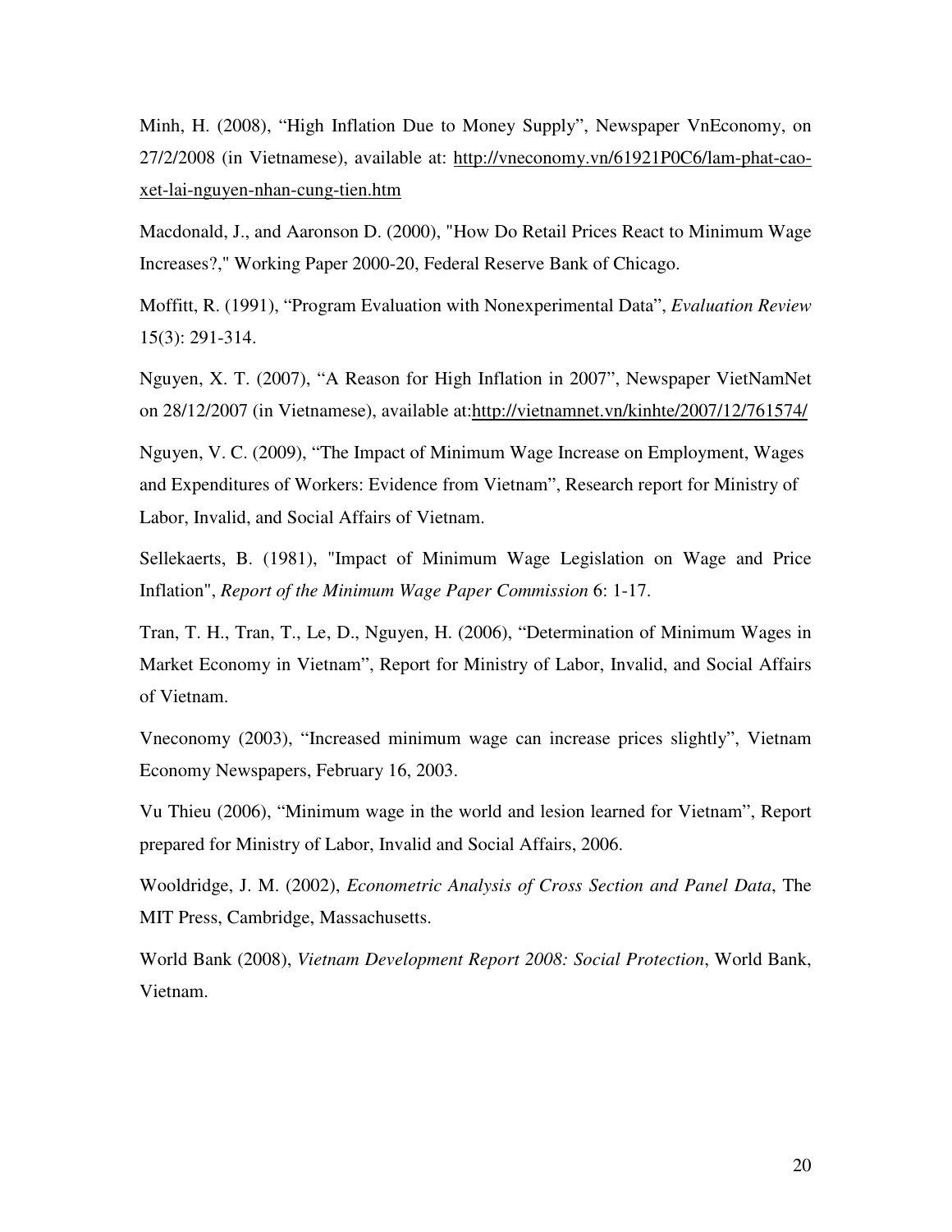Minh, H. (2008), “High Inflation Due to Money Supply”, Newspaper VnEconomy, on 27/2/2008 (in Vietnamese), available at: http://vneconomy.vn/61921P0C6/lam-phat-cao-xet-lai-nguyen-nhan-cung-tien.htm

Macdonald, J., and Aaronson D. (2000), "How Do Retail Prices React to Minimum Wage Increases?," Working Paper 2000-20, Federal Reserve Bank of Chicago.

Moffitt, R. (1991), “Program Evaluation with Nonexperimental Data”, *Evaluation Review* 15(3): 291-314.

Nguyen, X. T. (2007), “A Reason for High Inflation in 2007”, Newspaper VietNamNet on 28/12/2007 (in Vietnamese), available at:http://vietnamnet.vn/kinhte/2007/12/761574/

Nguyen, V. C. (2009), “The Impact of Minimum Wage Increase on Employment, Wages and Expenditures of Workers: Evidence from Vietnam”, Research report for Ministry of Labor, Invalid, and Social Affairs of Vietnam.

Sellekaerts, B. (1981), "Impact of Minimum Wage Legislation on Wage and Price Inflation", *Report of the Minimum Wage Paper Commission* 6: 1-17.

Tran, T. H., Tran, T., Le, D., Nguyen, H. (2006), “Determination of Minimum Wages in Market Economy in Vietnam”, Report for Ministry of Labor, Invalid, and Social Affairs of Vietnam.

Vneconomy (2003), “Increased minimum wage can increase prices slightly”, Vietnam Economy Newspapers, February 16, 2003.

Vu Thieu (2006), “Minimum wage in the world and lesion learned for Vietnam”, Report prepared for Ministry of Labor, Invalid and Social Affairs, 2006.

Wooldridge, J. M. (2002), *Econometric Analysis of Cross Section and Panel Data*, The MIT Press, Cambridge, Massachusetts.

World Bank (2008), *Vietnam Development Report 2008: Social Protection*, World Bank, Vietnam.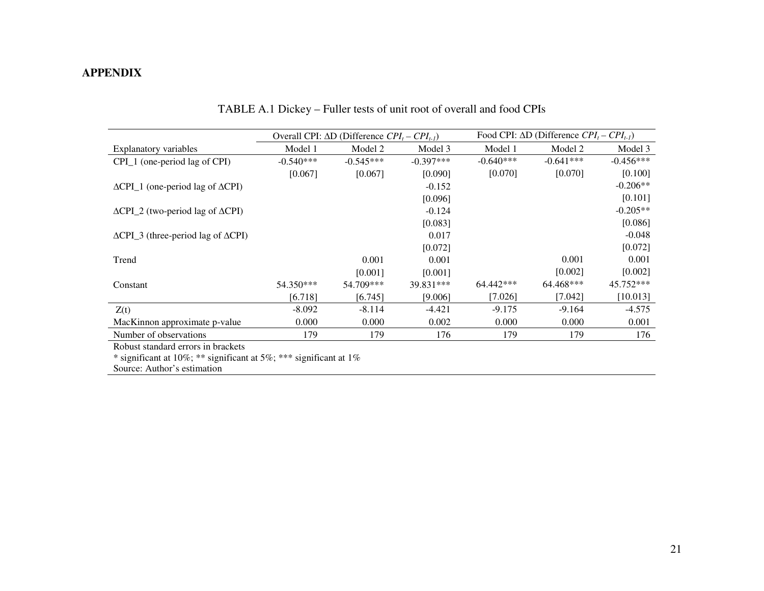**APPENDIX**

TABLE A.1 Dickey – Fuller tests of unit root of overall and food CPIs

| | Overall CPI: ΔD (Difference $CPI_t - CPI_{t-1}$) | | | Food CPI: ΔD (Difference $CPI_t - CPI_{t-1}$) | | |
|---|---|---|---|---|---|---|
| Explanatory variables | Model 1 | Model 2 | Model 3 | Model 1 | Model 2 | Model 3 |
| CPI_1 (one-period lag of CPI) | -0.540*** | -0.545*** | -0.397*** | -0.640*** | -0.641*** | -0.456*** |
| | [0.067] | [0.067] | [0.090] | [0.070] | [0.070] | [0.100] |
| ΔCPI_1 (one-period lag of ΔCPI) | | | -0.152 | | | -0.206** |
| | | | [0.096] | | | [0.101] |
| ΔCPI_2 (two-period lag of ΔCPI) | | | -0.124 | | | -0.205** |
| | | | [0.083] | | | [0.086] |
| ΔCPI_3 (three-period lag of ΔCPI) | | | 0.017 | | | -0.048 |
| | | | [0.072] | | | [0.072] |
| Trend | | 0.001 | 0.001 | | 0.001 | 0.001 |
| | | [0.001] | [0.001] | | [0.002] | [0.002] |
| Constant | 54.350*** | 54.709*** | 39.831*** | 64.442*** | 64.468*** | 45.752*** |
| | [6.718] | [6.745] | [9.006] | [7.026] | [7.042] | [10.013] |
| Z(t) | -8.092 | -8.114 | -4.421 | -9.175 | -9.164 | -4.575 |
| MacKinnon approximate p-value | 0.000 | 0.000 | 0.002 | 0.000 | 0.000 | 0.001 |
| Number of observations | 179 | 179 | 176 | 179 | 179 | 176 |

Robust standard errors in brackets
* significant at 10%; ** significant at 5%; *** significant at 1%
Source: Author's estimation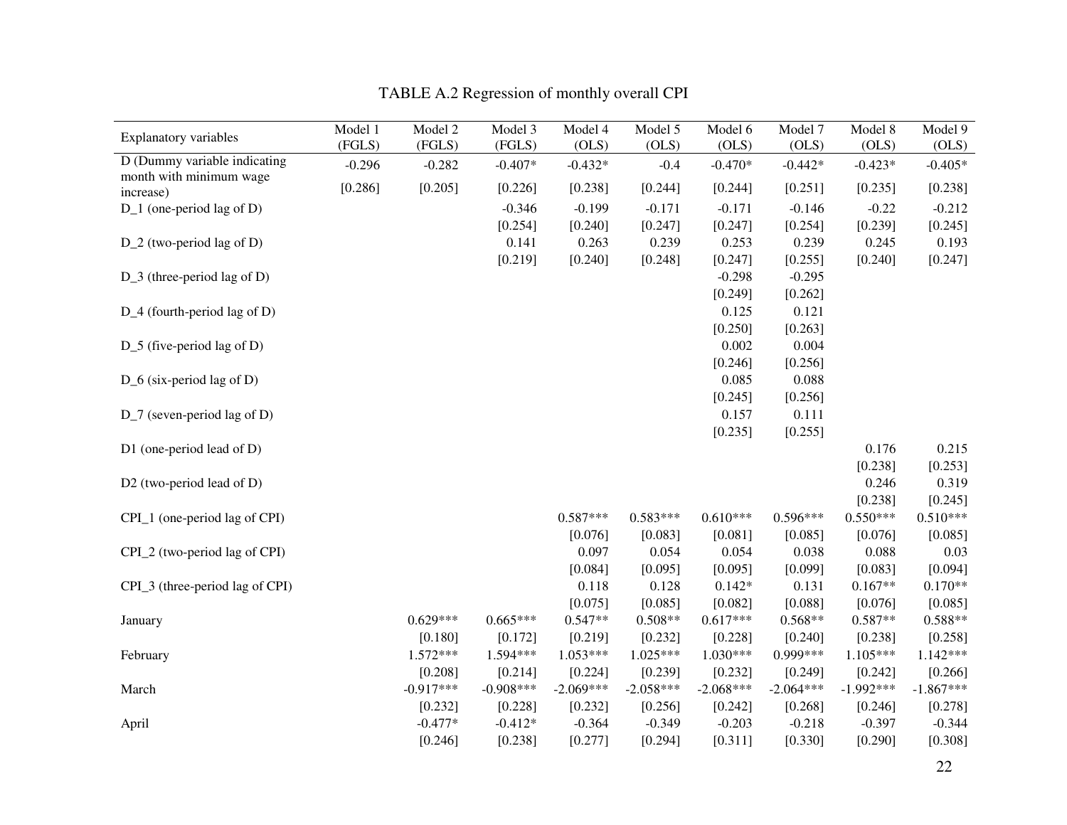TABLE A.2 Regression of monthly overall CPI

| Explanatory variables | Model 1 (FGLS) | Model 2 (FGLS) | Model 3 (FGLS) | Model 4 (OLS) | Model 5 (OLS) | Model 6 (OLS) | Model 7 (OLS) | Model 8 (OLS) | Model 9 (OLS) |
|---|---|---|---|---|---|---|---|---|---|
| D (Dummy variable indicating month with minimum wage increase) | -0.296 | -0.282 | -0.407* | -0.432* | -0.4 | -0.470* | -0.442* | -0.423* | -0.405* |
| | [0.286] | [0.205] | [0.226] | [0.238] | [0.244] | [0.244] | [0.251] | [0.235] | [0.238] |
| D_1 (one-period lag of D) | | | -0.346 | -0.199 | -0.171 | -0.171 | -0.146 | -0.22 | -0.212 |
| | | | [0.254] | [0.240] | [0.247] | [0.247] | [0.254] | [0.239] | [0.245] |
| D_2 (two-period lag of D) | | | 0.141 | 0.263 | 0.239 | 0.253 | 0.239 | 0.245 | 0.193 |
| | | | [0.219] | [0.240] | [0.248] | [0.247] | [0.255] | [0.240] | [0.247] |
| D_3 (three-period lag of D) | | | | | | -0.298 | -0.295 | | |
| | | | | | | [0.249] | [0.262] | | |
| D_4 (fourth-period lag of D) | | | | | | 0.125 | 0.121 | | |
| | | | | | | [0.250] | [0.263] | | |
| D_5 (five-period lag of D) | | | | | | 0.002 | 0.004 | | |
| | | | | | | [0.246] | [0.256] | | |
| D_6 (six-period lag of D) | | | | | | 0.085 | 0.088 | | |
| | | | | | | [0.245] | [0.256] | | |
| D_7 (seven-period lag of D) | | | | | | 0.157 | 0.111 | | |
| | | | | | | [0.235] | [0.255] | | |
| D1 (one-period lead of D) | | | | | | | | 0.176 | 0.215 |
| | | | | | | | | [0.238] | [0.253] |
| D2 (two-period lead of D) | | | | | | | | 0.246 | 0.319 |
| | | | | | | | | [0.238] | [0.245] |
| CPI_1 (one-period lag of CPI) | | | | 0.587*** | 0.583*** | 0.610*** | 0.596*** | 0.550*** | 0.510*** |
| | | | | [0.076] | [0.083] | [0.081] | [0.085] | [0.076] | [0.085] |
| CPI_2 (two-period lag of CPI) | | | | 0.097 | 0.054 | 0.054 | 0.038 | 0.088 | 0.03 |
| | | | | [0.084] | [0.095] | [0.095] | [0.099] | [0.083] | [0.094] |
| CPI_3 (three-period lag of CPI) | | | | 0.118 | 0.128 | 0.142* | 0.131 | 0.167** | 0.170** |
| | | | | [0.075] | [0.085] | [0.082] | [0.088] | [0.076] | [0.085] |
| January | | 0.629*** | 0.665*** | 0.547** | 0.508** | 0.617*** | 0.568** | 0.587** | 0.588** |
| | | [0.180] | [0.172] | [0.219] | [0.232] | [0.228] | [0.240] | [0.238] | [0.258] |
| February | | 1.572*** | 1.594*** | 1.053*** | 1.025*** | 1.030*** | 0.999*** | 1.105*** | 1.142*** |
| | | [0.208] | [0.214] | [0.224] | [0.239] | [0.232] | [0.249] | [0.242] | [0.266] |
| March | | -0.917*** | -0.908*** | -2.069*** | -2.058*** | -2.068*** | -2.064*** | -1.992*** | -1.867*** |
| | | [0.232] | [0.228] | [0.232] | [0.256] | [0.242] | [0.268] | [0.246] | [0.278] |
| April | | -0.477* | -0.412* | -0.364 | -0.349 | -0.203 | -0.218 | -0.397 | -0.344 |
| | | [0.246] | [0.238] | [0.277] | [0.294] | [0.311] | [0.330] | [0.290] | [0.308] |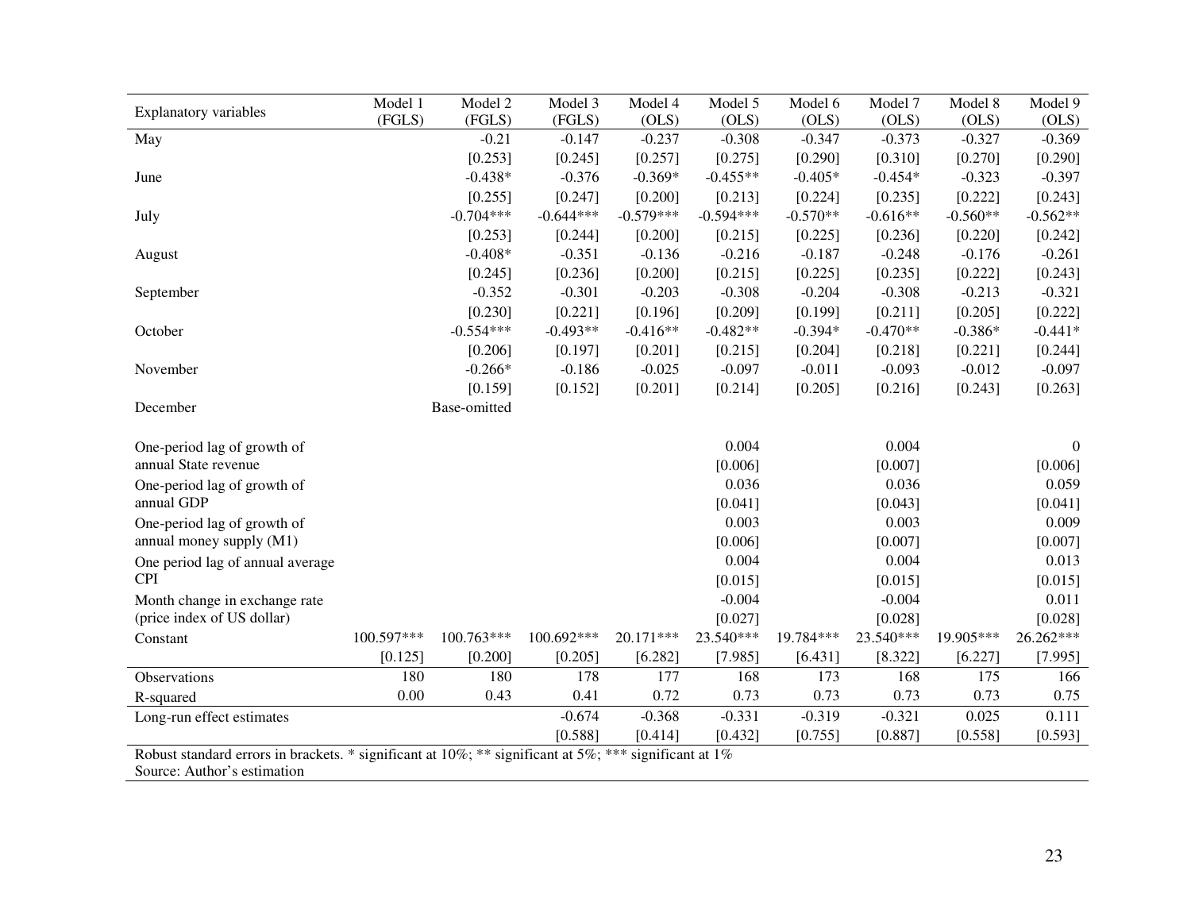| Explanatory variables | Model 1 (FGLS) | Model 2 (FGLS) | Model 3 (FGLS) | Model 4 (OLS) | Model 5 (OLS) | Model 6 (OLS) | Model 7 (OLS) | Model 8 (OLS) | Model 9 (OLS) |
|---|---|---|---|---|---|---|---|---|---|
| May | | -0.21 | -0.147 | -0.237 | -0.308 | -0.347 | -0.373 | -0.327 | -0.369 |
| | | [0.253] | [0.245] | [0.257] | [0.275] | [0.290] | [0.310] | [0.270] | [0.290] |
| June | | -0.438* | -0.376 | -0.369* | -0.455** | -0.405* | -0.454* | -0.323 | -0.397 |
| | | [0.255] | [0.247] | [0.200] | [0.213] | [0.224] | [0.235] | [0.222] | [0.243] |
| July | | -0.704*** | -0.644*** | -0.579*** | -0.594*** | -0.570** | -0.616** | -0.560** | -0.562** |
| | | [0.253] | [0.244] | [0.200] | [0.215] | [0.225] | [0.236] | [0.220] | [0.242] |
| August | | -0.408* | -0.351 | -0.136 | -0.216 | -0.187 | -0.248 | -0.176 | -0.261 |
| | | [0.245] | [0.236] | [0.200] | [0.215] | [0.225] | [0.235] | [0.222] | [0.243] |
| September | | -0.352 | -0.301 | -0.203 | -0.308 | -0.204 | -0.308 | -0.213 | -0.321 |
| | | [0.230] | [0.221] | [0.196] | [0.209] | [0.199] | [0.211] | [0.205] | [0.222] |
| October | | -0.554*** | -0.493** | -0.416** | -0.482** | -0.394* | -0.470** | -0.386* | -0.441* |
| | | [0.206] | [0.197] | [0.201] | [0.215] | [0.204] | [0.218] | [0.221] | [0.244] |
| November | | -0.266* | -0.186 | -0.025 | -0.097 | -0.011 | -0.093 | -0.012 | -0.097 |
| | | [0.159] | [0.152] | [0.201] | [0.214] | [0.205] | [0.216] | [0.243] | [0.263] |
| December | | Base-omitted | | | | | | | |
| One-period lag of growth of annual State revenue | | | | | 0.004 | | 0.004 | | 0 |
| | | | | | [0.006] | | [0.007] | | [0.006] |
| One-period lag of growth of annual GDP | | | | | 0.036 | | 0.036 | | 0.059 |
| | | | | | [0.041] | | [0.043] | | [0.041] |
| One-period lag of growth of annual money supply (M1) | | | | | 0.003 | | 0.003 | | 0.009 |
| | | | | | [0.006] | | [0.007] | | [0.007] |
| One period lag of annual average CPI | | | | | 0.004 | | 0.004 | | 0.013 |
| | | | | | [0.015] | | [0.015] | | [0.015] |
| Month change in exchange rate (price index of US dollar) | | | | | -0.004 | | -0.004 | | 0.011 |
| | | | | | [0.027] | | [0.028] | | [0.028] |
| Constant | 100.597*** | 100.763*** | 100.692*** | 20.171*** | 23.540*** | 19.784*** | 23.540*** | 19.905*** | 26.262*** |
| | [0.125] | [0.200] | [0.205] | [6.282] | [7.985] | [6.431] | [8.322] | [6.227] | [7.995] |
| Observations | 180 | 180 | 178 | 177 | 168 | 173 | 168 | 175 | 166 |
| R-squared | 0.00 | 0.43 | 0.41 | 0.72 | 0.73 | 0.73 | 0.73 | 0.73 | 0.75 |
| Long-run effect estimates | | | -0.674 | -0.368 | -0.331 | -0.319 | -0.321 | 0.025 | 0.111 |
| | | | [0.588] | [0.414] | [0.432] | [0.755] | [0.887] | [0.558] | [0.593] |

Robust standard errors in brackets. * significant at 10%; ** significant at 5%; *** significant at 1%

Source: Author's estimation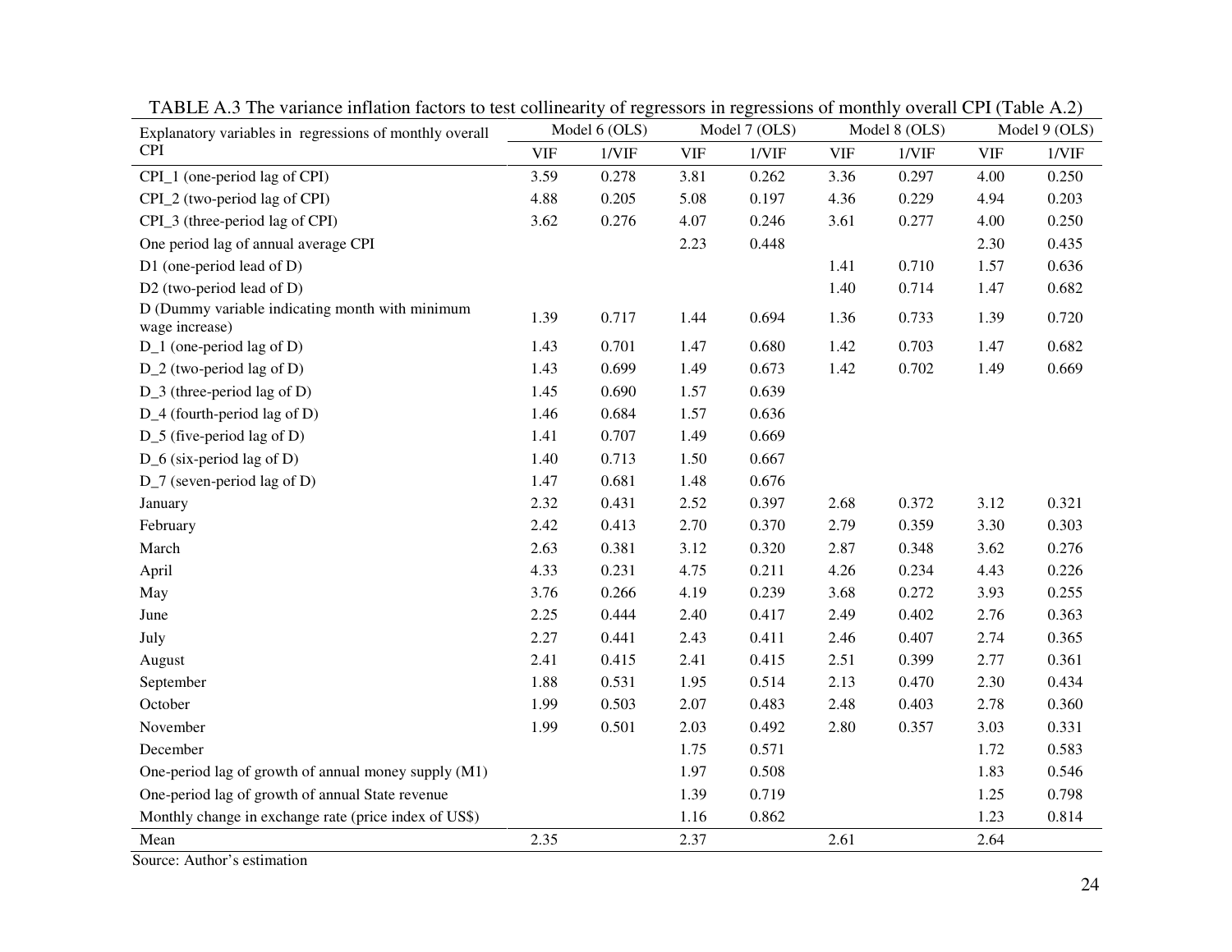TABLE A.3 The variance inflation factors to test collinearity of regressors in regressions of monthly overall CPI (Table A.2)

| Explanatory variables in regressions of monthly overall CPI | Model 6 (OLS) | | Model 7 (OLS) | | Model 8 (OLS) | | Model 9 (OLS) | |
|---|---|---|---|---|---|---|---|---|
| | VIF | 1/VIF | VIF | 1/VIF | VIF | 1/VIF | VIF | 1/VIF |
| CPI_1 (one-period lag of CPI) | 3.59 | 0.278 | 3.81 | 0.262 | 3.36 | 0.297 | 4.00 | 0.250 |
| CPI_2 (two-period lag of CPI) | 4.88 | 0.205 | 5.08 | 0.197 | 4.36 | 0.229 | 4.94 | 0.203 |
| CPI_3 (three-period lag of CPI) | 3.62 | 0.276 | 4.07 | 0.246 | 3.61 | 0.277 | 4.00 | 0.250 |
| One period lag of annual average CPI | | | 2.23 | 0.448 | | | 2.30 | 0.435 |
| D1 (one-period lead of D) | | | | | 1.41 | 0.710 | 1.57 | 0.636 |
| D2 (two-period lead of D) | | | | | 1.40 | 0.714 | 1.47 | 0.682 |
| D (Dummy variable indicating month with minimum wage increase) | 1.39 | 0.717 | 1.44 | 0.694 | 1.36 | 0.733 | 1.39 | 0.720 |
| D_1 (one-period lag of D) | 1.43 | 0.701 | 1.47 | 0.680 | 1.42 | 0.703 | 1.47 | 0.682 |
| D_2 (two-period lag of D) | 1.43 | 0.699 | 1.49 | 0.673 | 1.42 | 0.702 | 1.49 | 0.669 |
| D_3 (three-period lag of D) | 1.45 | 0.690 | 1.57 | 0.639 | | | | |
| D_4 (fourth-period lag of D) | 1.46 | 0.684 | 1.57 | 0.636 | | | | |
| D_5 (five-period lag of D) | 1.41 | 0.707 | 1.49 | 0.669 | | | | |
| D_6 (six-period lag of D) | 1.40 | 0.713 | 1.50 | 0.667 | | | | |
| D_7 (seven-period lag of D) | 1.47 | 0.681 | 1.48 | 0.676 | | | | |
| January | 2.32 | 0.431 | 2.52 | 0.397 | 2.68 | 0.372 | 3.12 | 0.321 |
| February | 2.42 | 0.413 | 2.70 | 0.370 | 2.79 | 0.359 | 3.30 | 0.303 |
| March | 2.63 | 0.381 | 3.12 | 0.320 | 2.87 | 0.348 | 3.62 | 0.276 |
| April | 4.33 | 0.231 | 4.75 | 0.211 | 4.26 | 0.234 | 4.43 | 0.226 |
| May | 3.76 | 0.266 | 4.19 | 0.239 | 3.68 | 0.272 | 3.93 | 0.255 |
| June | 2.25 | 0.444 | 2.40 | 0.417 | 2.49 | 0.402 | 2.76 | 0.363 |
| July | 2.27 | 0.441 | 2.43 | 0.411 | 2.46 | 0.407 | 2.74 | 0.365 |
| August | 2.41 | 0.415 | 2.41 | 0.415 | 2.51 | 0.399 | 2.77 | 0.361 |
| September | 1.88 | 0.531 | 1.95 | 0.514 | 2.13 | 0.470 | 2.30 | 0.434 |
| October | 1.99 | 0.503 | 2.07 | 0.483 | 2.48 | 0.403 | 2.78 | 0.360 |
| November | 1.99 | 0.501 | 2.03 | 0.492 | 2.80 | 0.357 | 3.03 | 0.331 |
| December | | | 1.75 | 0.571 | | | 1.72 | 0.583 |
| One-period lag of growth of annual money supply (M1) | | | 1.97 | 0.508 | | | 1.83 | 0.546 |
| One-period lag of growth of annual State revenue | | | 1.39 | 0.719 | | | 1.25 | 0.798 |
| Monthly change in exchange rate (price index of US$) | | | 1.16 | 0.862 | | | 1.23 | 0.814 |
| Mean | 2.35 | | 2.37 | | 2.61 | | 2.64 | |

Source: Author's estimation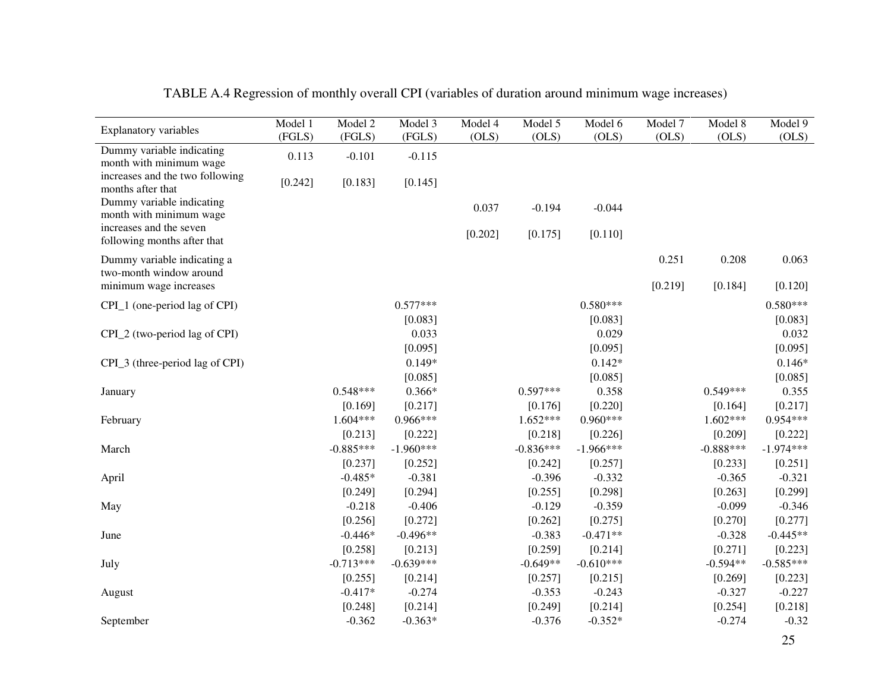TABLE A.4 Regression of monthly overall CPI (variables of duration around minimum wage increases)

| Explanatory variables | Model 1 (FGLS) | Model 2 (FGLS) | Model 3 (FGLS) | Model 4 (OLS) | Model 5 (OLS) | Model 6 (OLS) | Model 7 (OLS) | Model 8 (OLS) | Model 9 (OLS) |
|---|---|---|---|---|---|---|---|---|---|
| Dummy variable indicating month with minimum wage increases and the two following months after that | 0.113 | -0.101 | -0.115 | | | | | | |
| | [0.242] | [0.183] | [0.145] | | | | | | |
| Dummy variable indicating month with minimum wage increases and the seven following months after that | | | | 0.037 | -0.194 | -0.044 | | | |
| | | | | [0.202] | [0.175] | [0.110] | | | |
| Dummy variable indicating a two-month window around minimum wage increases | | | | | | | 0.251 | 0.208 | 0.063 |
| | | | | | | | [0.219] | [0.184] | [0.120] |
| CPI_1 (one-period lag of CPI) | | | 0.577*** | | | 0.580*** | | | 0.580*** |
| | | | [0.083] | | | [0.083] | | | [0.083] |
| CPI_2 (two-period lag of CPI) | | | 0.033 | | | 0.029 | | | 0.032 |
| | | | [0.095] | | | [0.095] | | | [0.095] |
| CPI_3 (three-period lag of CPI) | | | 0.149* | | | 0.142* | | | 0.146* |
| | | | [0.085] | | | [0.085] | | | [0.085] |
| January | | 0.548*** | 0.366* | | 0.597*** | 0.358 | | 0.549*** | 0.355 |
| | | [0.169] | [0.217] | | [0.176] | [0.220] | | [0.164] | [0.217] |
| February | | 1.604*** | 0.966*** | | 1.652*** | 0.960*** | | 1.602*** | 0.954*** |
| | | [0.213] | [0.222] | | [0.218] | [0.226] | | [0.209] | [0.222] |
| March | | -0.885*** | -1.960*** | | -0.836*** | -1.966*** | | -0.888*** | -1.974*** |
| | | [0.237] | [0.252] | | [0.242] | [0.257] | | [0.233] | [0.251] |
| April | | -0.485* | -0.381 | | -0.396 | -0.332 | | -0.365 | -0.321 |
| | | [0.249] | [0.294] | | [0.255] | [0.298] | | [0.263] | [0.299] |
| May | | -0.218 | -0.406 | | -0.129 | -0.359 | | -0.099 | -0.346 |
| | | [0.256] | [0.272] | | [0.262] | [0.275] | | [0.270] | [0.277] |
| June | | -0.446* | -0.496** | | -0.383 | -0.471** | | -0.328 | -0.445** |
| | | [0.258] | [0.213] | | [0.259] | [0.214] | | [0.271] | [0.223] |
| July | | -0.713*** | -0.639*** | | -0.649** | -0.610*** | | -0.594** | -0.585*** |
| | | [0.255] | [0.214] | | [0.257] | [0.215] | | [0.269] | [0.223] |
| August | | -0.417* | -0.274 | | -0.353 | -0.243 | | -0.327 | -0.227 |
| | | [0.248] | [0.214] | | [0.249] | [0.214] | | [0.254] | [0.218] |
| September | | -0.362 | -0.363* | | -0.376 | -0.352* | | -0.274 | -0.32 |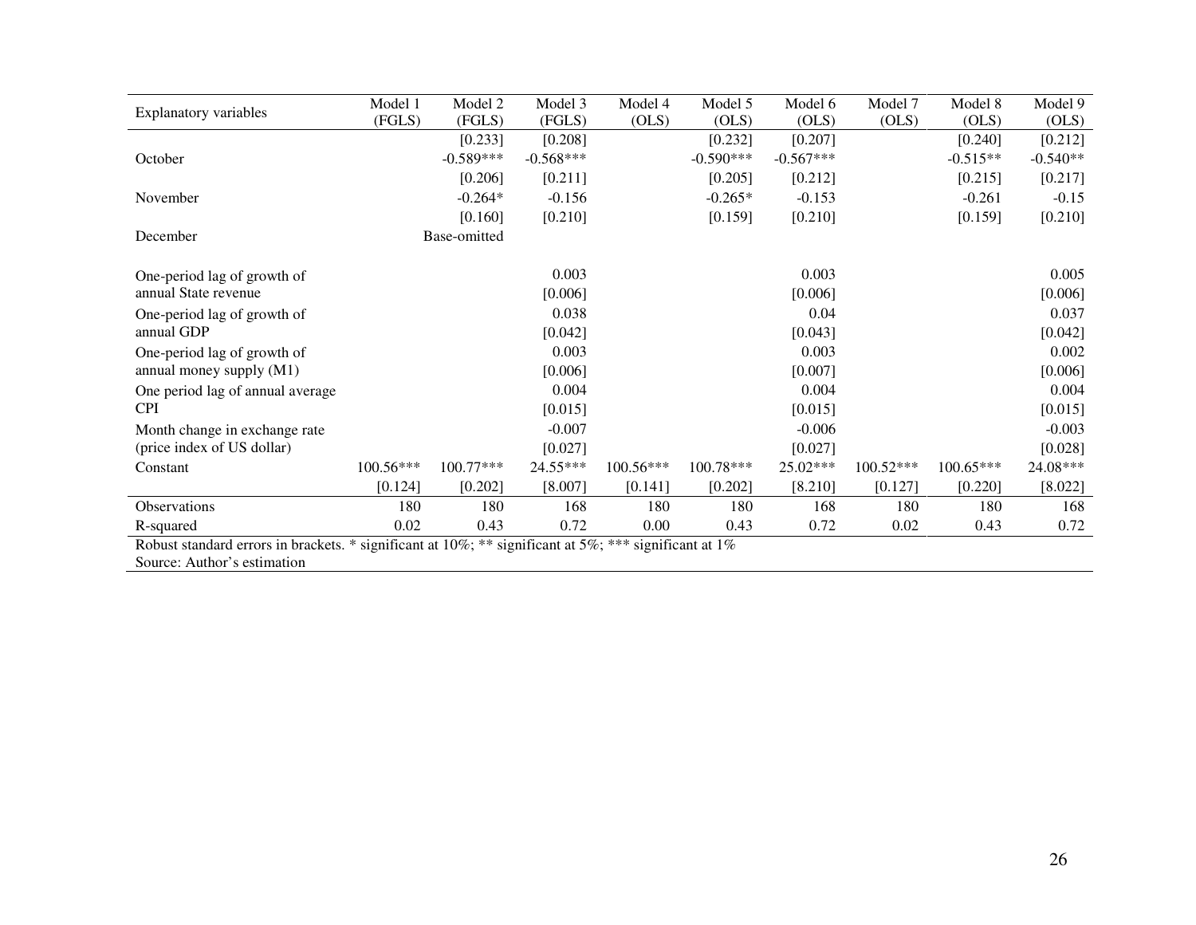| Explanatory variables | Model 1 (FGLS) | Model 2 (FGLS) | Model 3 (FGLS) | Model 4 (OLS) | Model 5 (OLS) | Model 6 (OLS) | Model 7 (OLS) | Model 8 (OLS) | Model 9 (OLS) |
|---|---|---|---|---|---|---|---|---|---|
| | | [0.233] | [0.208] | | [0.232] | [0.207] | | [0.240] | [0.212] |
| October | | -0.589*** | -0.568*** | | -0.590*** | -0.567*** | | -0.515** | -0.540** |
| | | [0.206] | [0.211] | | [0.205] | [0.212] | | [0.215] | [0.217] |
| November | | -0.264* | -0.156 | | -0.265* | -0.153 | | -0.261 | -0.15 |
| | | [0.160] | [0.210] | | [0.159] | [0.210] | | [0.159] | [0.210] |
| December | | Base-omitted | | | | | | | |
| One-period lag of growth of annual State revenue | | | 0.003 | | | 0.003 | | | 0.005 |
| | | | [0.006] | | | [0.006] | | | [0.006] |
| One-period lag of growth of annual GDP | | | 0.038 | | | 0.04 | | | 0.037 |
| | | | [0.042] | | | [0.043] | | | [0.042] |
| One-period lag of growth of annual money supply (M1) | | | 0.003 | | | 0.003 | | | 0.002 |
| | | | [0.006] | | | [0.007] | | | [0.006] |
| One period lag of annual average CPI | | | 0.004 | | | 0.004 | | | 0.004 |
| | | | [0.015] | | | [0.015] | | | [0.015] |
| Month change in exchange rate (price index of US dollar) | | | -0.007 | | | -0.006 | | | -0.003 |
| | | | [0.027] | | | [0.027] | | | [0.028] |
| Constant | 100.56*** | 100.77*** | 24.55*** | 100.56*** | 100.78*** | 25.02*** | 100.52*** | 100.65*** | 24.08*** |
| | [0.124] | [0.202] | [8.007] | [0.141] | [0.202] | [8.210] | [0.127] | [0.220] | [8.022] |
| Observations | 180 | 180 | 168 | 180 | 180 | 168 | 180 | 180 | 168 |
| R-squared | 0.02 | 0.43 | 0.72 | 0.00 | 0.43 | 0.72 | 0.02 | 0.43 | 0.72 |

Robust standard errors in brackets. * significant at 10%; ** significant at 5%; *** significant at 1%

Source: Author's estimation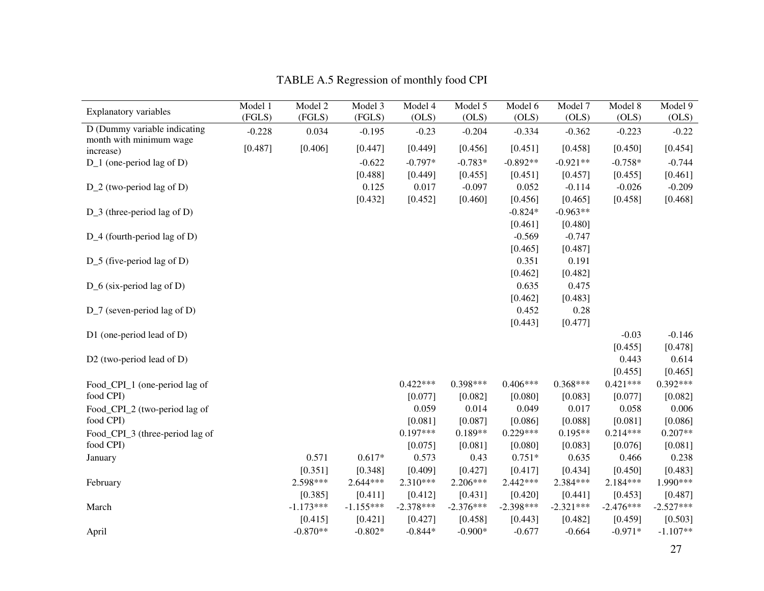TABLE A.5 Regression of monthly food CPI

| Explanatory variables | Model 1 (FGLS) | Model 2 (FGLS) | Model 3 (FGLS) | Model 4 (OLS) | Model 5 (OLS) | Model 6 (OLS) | Model 7 (OLS) | Model 8 (OLS) | Model 9 (OLS) |
|---|---|---|---|---|---|---|---|---|---|
| D (Dummy variable indicating month with minimum wage increase) | -0.228 | 0.034 | -0.195 | -0.23 | -0.204 | -0.334 | -0.362 | -0.223 | -0.22 |
| | [0.487] | [0.406] | [0.447] | [0.449] | [0.456] | [0.451] | [0.458] | [0.450] | [0.454] |
| D_1 (one-period lag of D) | | | -0.622 | -0.797* | -0.783* | -0.892** | -0.921** | -0.758* | -0.744 |
| | | | [0.488] | [0.449] | [0.455] | [0.451] | [0.457] | [0.455] | [0.461] |
| D_2 (two-period lag of D) | | | 0.125 | 0.017 | -0.097 | 0.052 | -0.114 | -0.026 | -0.209 |
| | | | [0.432] | [0.452] | [0.460] | [0.456] | [0.465] | [0.458] | [0.468] |
| D_3 (three-period lag of D) | | | | | | -0.824* | -0.963** | | |
| | | | | | | [0.461] | [0.480] | | |
| D_4 (fourth-period lag of D) | | | | | | -0.569 | -0.747 | | |
| | | | | | | [0.465] | [0.487] | | |
| D_5 (five-period lag of D) | | | | | | 0.351 | 0.191 | | |
| | | | | | | [0.462] | [0.482] | | |
| D_6 (six-period lag of D) | | | | | | 0.635 | 0.475 | | |
| | | | | | | [0.462] | [0.483] | | |
| D_7 (seven-period lag of D) | | | | | | 0.452 | 0.28 | | |
| | | | | | | [0.443] | [0.477] | | |
| D1 (one-period lead of D) | | | | | | | | -0.03 | -0.146 |
| | | | | | | | | [0.455] | [0.478] |
| D2 (two-period lead of D) | | | | | | | | 0.443 | 0.614 |
| | | | | | | | | [0.455] | [0.465] |
| Food_CPI_1 (one-period lag of food CPI) | | | | 0.422*** | 0.398*** | 0.406*** | 0.368*** | 0.421*** | 0.392*** |
| | | | | [0.077] | [0.082] | [0.080] | [0.083] | [0.077] | [0.082] |
| Food_CPI_2 (two-period lag of food CPI) | | | | 0.059 | 0.014 | 0.049 | 0.017 | 0.058 | 0.006 |
| | | | | [0.081] | [0.087] | [0.086] | [0.088] | [0.081] | [0.086] |
| Food_CPI_3 (three-period lag of food CPI) | | | | 0.197*** | 0.189** | 0.229*** | 0.195** | 0.214*** | 0.207** |
| | | | | [0.075] | [0.081] | [0.080] | [0.083] | [0.076] | [0.081] |
| January | | 0.571 | 0.617* | 0.573 | 0.43 | 0.751* | 0.635 | 0.466 | 0.238 |
| | | [0.351] | [0.348] | [0.409] | [0.427] | [0.417] | [0.434] | [0.450] | [0.483] |
| February | | 2.598*** | 2.644*** | 2.310*** | 2.206*** | 2.442*** | 2.384*** | 2.184*** | 1.990*** |
| | | [0.385] | [0.411] | [0.412] | [0.431] | [0.420] | [0.441] | [0.453] | [0.487] |
| March | | -1.173*** | -1.155*** | -2.378*** | -2.376*** | -2.398*** | -2.321*** | -2.476*** | -2.527*** |
| | | [0.415] | [0.421] | [0.427] | [0.458] | [0.443] | [0.482] | [0.459] | [0.503] |
| April | | -0.870** | -0.802* | -0.844* | -0.900* | -0.677 | -0.664 | -0.971* | -1.107** |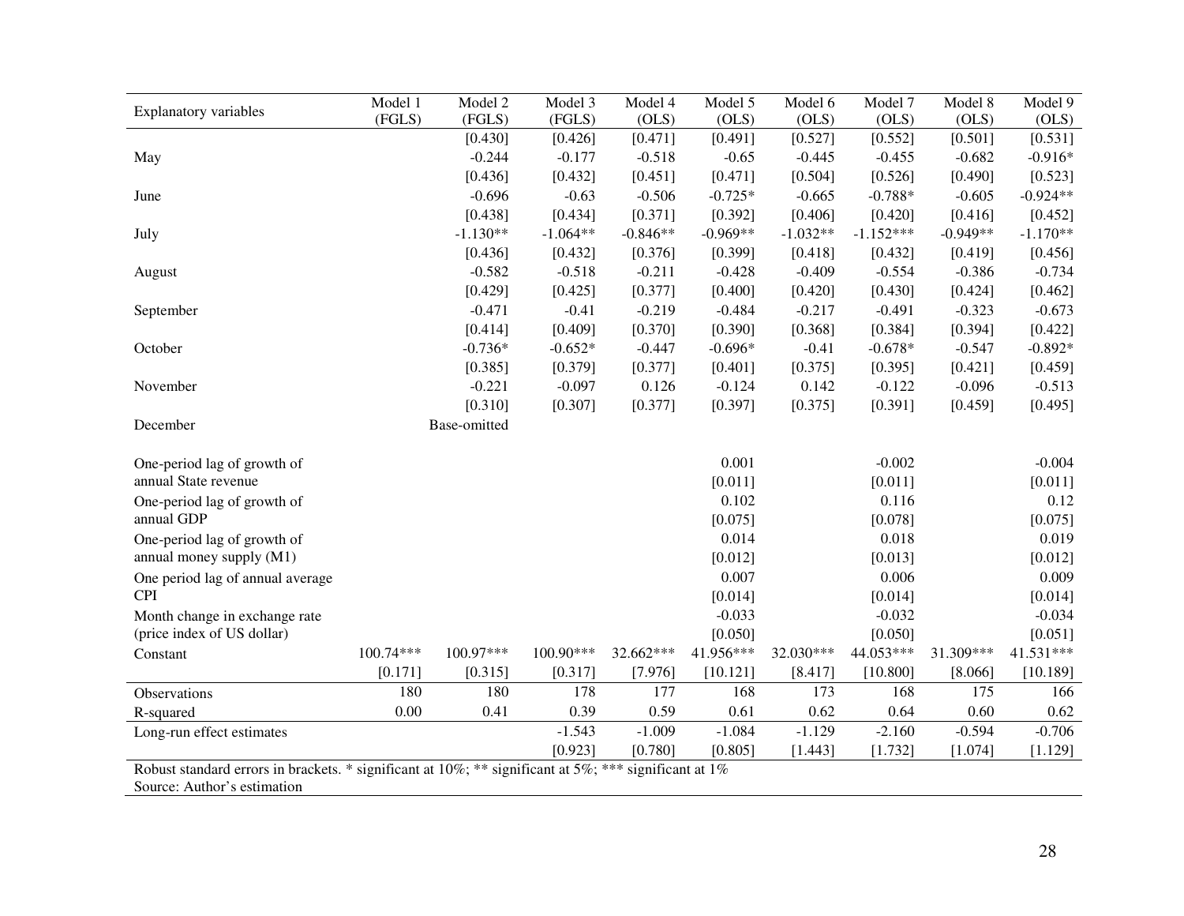| Explanatory variables | Model 1 (FGLS) | Model 2 (FGLS) | Model 3 (FGLS) | Model 4 (OLS) | Model 5 (OLS) | Model 6 (OLS) | Model 7 (OLS) | Model 8 (OLS) | Model 9 (OLS) |
|---|---|---|---|---|---|---|---|---|---|
| | | [0.430] | [0.426] | [0.471] | [0.491] | [0.527] | [0.552] | [0.501] | [0.531] |
| May | | -0.244 | -0.177 | -0.518 | -0.65 | -0.445 | -0.455 | -0.682 | -0.916* |
| | | [0.436] | [0.432] | [0.451] | [0.471] | [0.504] | [0.526] | [0.490] | [0.523] |
| June | | -0.696 | -0.63 | -0.506 | -0.725* | -0.665 | -0.788* | -0.605 | -0.924** |
| | | [0.438] | [0.434] | [0.371] | [0.392] | [0.406] | [0.420] | [0.416] | [0.452] |
| July | | -1.130** | -1.064** | -0.846** | -0.969** | -1.032** | -1.152*** | -0.949** | -1.170** |
| | | [0.436] | [0.432] | [0.376] | [0.399] | [0.418] | [0.432] | [0.419] | [0.456] |
| August | | -0.582 | -0.518 | -0.211 | -0.428 | -0.409 | -0.554 | -0.386 | -0.734 |
| | | [0.429] | [0.425] | [0.377] | [0.400] | [0.420] | [0.430] | [0.424] | [0.462] |
| September | | -0.471 | -0.41 | -0.219 | -0.484 | -0.217 | -0.491 | -0.323 | -0.673 |
| | | [0.414] | [0.409] | [0.370] | [0.390] | [0.368] | [0.384] | [0.394] | [0.422] |
| October | | -0.736* | -0.652* | -0.447 | -0.696* | -0.41 | -0.678* | -0.547 | -0.892* |
| | | [0.385] | [0.379] | [0.377] | [0.401] | [0.375] | [0.395] | [0.421] | [0.459] |
| November | | -0.221 | -0.097 | 0.126 | -0.124 | 0.142 | -0.122 | -0.096 | -0.513 |
| | | [0.310] | [0.307] | [0.377] | [0.397] | [0.375] | [0.391] | [0.459] | [0.495] |
| December | | Base-omitted | | | | | | | |
| One-period lag of growth of annual State revenue | | | | | 0.001 | | -0.002 | | -0.004 |
| | | | | | [0.011] | | [0.011] | | [0.011] |
| One-period lag of growth of annual GDP | | | | | 0.102 | | 0.116 | | 0.12 |
| | | | | | [0.075] | | [0.078] | | [0.075] |
| One-period lag of growth of annual money supply (M1) | | | | | 0.014 | | 0.018 | | 0.019 |
| | | | | | [0.012] | | [0.013] | | [0.012] |
| One period lag of annual average CPI | | | | | 0.007 | | 0.006 | | 0.009 |
| | | | | | [0.014] | | [0.014] | | [0.014] |
| Month change in exchange rate (price index of US dollar) | | | | | -0.033 | | -0.032 | | -0.034 |
| | | | | | [0.050] | | [0.050] | | [0.051] |
| Constant | 100.74*** | 100.97*** | 100.90*** | 32.662*** | 41.956*** | 32.030*** | 44.053*** | 31.309*** | 41.531*** |
| | [0.171] | [0.315] | [0.317] | [7.976] | [10.121] | [8.417] | [10.800] | [8.066] | [10.189] |
| Observations | 180 | 180 | 178 | 177 | 168 | 173 | 168 | 175 | 166 |
| R-squared | 0.00 | 0.41 | 0.39 | 0.59 | 0.61 | 0.62 | 0.64 | 0.60 | 0.62 |
| Long-run effect estimates | | | -1.543 | -1.009 | -1.084 | -1.129 | -2.160 | -0.594 | -0.706 |
| | | | [0.923] | [0.780] | [0.805] | [1.443] | [1.732] | [1.074] | [1.129] |

Robust standard errors in brackets. * significant at 10%; ** significant at 5%; *** significant at 1%

Source: Author's estimation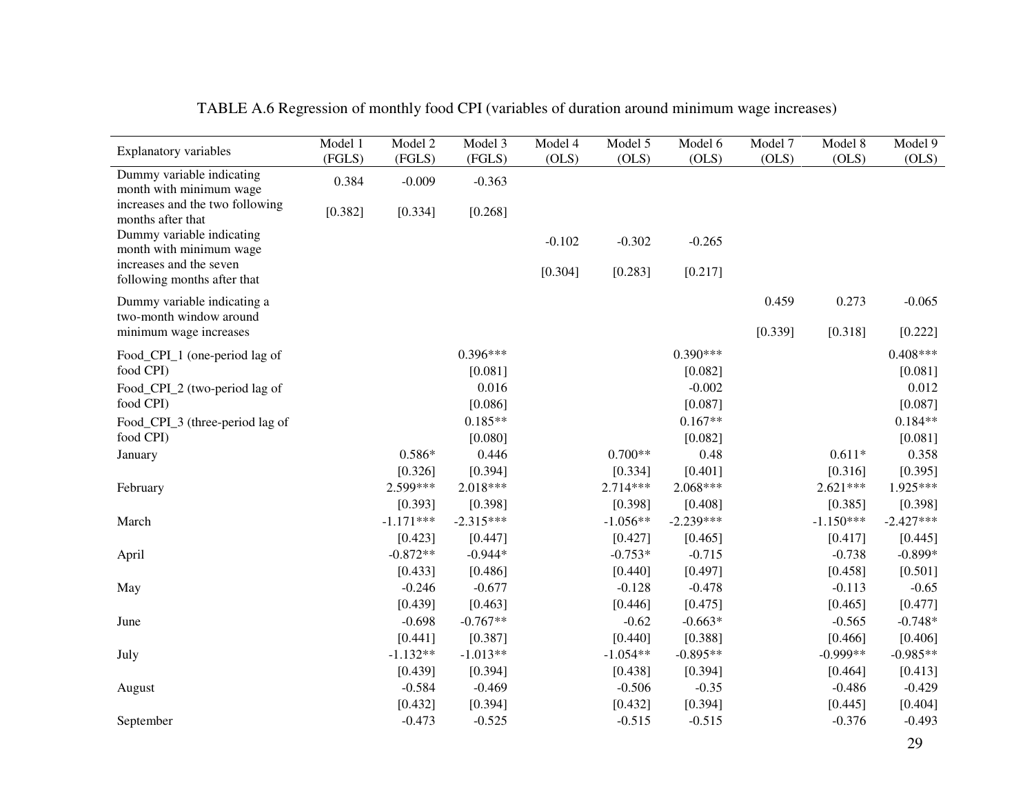TABLE A.6 Regression of monthly food CPI (variables of duration around minimum wage increases)

| Explanatory variables | Model 1 (FGLS) | Model 2 (FGLS) | Model 3 (FGLS) | Model 4 (OLS) | Model 5 (OLS) | Model 6 (OLS) | Model 7 (OLS) | Model 8 (OLS) | Model 9 (OLS) |
|---|---|---|---|---|---|---|---|---|---|
| Dummy variable indicating month with minimum wage increases and the two following months after that | 0.384 | -0.009 | -0.363 | | | | | | |
| | [0.382] | [0.334] | [0.268] | | | | | | |
| Dummy variable indicating month with minimum wage increases and the seven following months after that | | | | -0.102 | -0.302 | -0.265 | | | |
| | | | | [0.304] | [0.283] | [0.217] | | | |
| Dummy variable indicating a two-month window around minimum wage increases | | | | | | | 0.459 | 0.273 | -0.065 |
| | | | | | | | [0.339] | [0.318] | [0.222] |
| Food_CPI_1 (one-period lag of food CPI) | | | 0.396*** | | | 0.390*** | | | 0.408*** |
| | | | [0.081] | | | [0.082] | | | [0.081] |
| Food_CPI_2 (two-period lag of food CPI) | | | 0.016 | | | -0.002 | | | 0.012 |
| | | | [0.086] | | | [0.087] | | | [0.087] |
| Food_CPI_3 (three-period lag of food CPI) | | | 0.185** | | | 0.167** | | | 0.184** |
| | | | [0.080] | | | [0.082] | | | [0.081] |
| January | | 0.586* | 0.446 | | 0.700** | 0.48 | | 0.611* | 0.358 |
| | | [0.326] | [0.394] | | [0.334] | [0.401] | | [0.316] | [0.395] |
| February | | 2.599*** | 2.018*** | | 2.714*** | 2.068*** | | 2.621*** | 1.925*** |
| | | [0.393] | [0.398] | | [0.398] | [0.408] | | [0.385] | [0.398] |
| March | | -1.171*** | -2.315*** | | -1.056** | -2.239*** | | -1.150*** | -2.427*** |
| | | [0.423] | [0.447] | | [0.427] | [0.465] | | [0.417] | [0.445] |
| April | | -0.872** | -0.944* | | -0.753* | -0.715 | | -0.738 | -0.899* |
| | | [0.433] | [0.486] | | [0.440] | [0.497] | | [0.458] | [0.501] |
| May | | -0.246 | -0.677 | | -0.128 | -0.478 | | -0.113 | -0.65 |
| | | [0.439] | [0.463] | | [0.446] | [0.475] | | [0.465] | [0.477] |
| June | | -0.698 | -0.767** | | -0.62 | -0.663* | | -0.565 | -0.748* |
| | | [0.441] | [0.387] | | [0.440] | [0.388] | | [0.466] | [0.406] |
| July | | -1.132** | -1.013** | | -1.054** | -0.895** | | -0.999** | -0.985** |
| | | [0.439] | [0.394] | | [0.438] | [0.394] | | [0.464] | [0.413] |
| August | | -0.584 | -0.469 | | -0.506 | -0.35 | | -0.486 | -0.429 |
| | | [0.432] | [0.394] | | [0.432] | [0.394] | | [0.445] | [0.404] |
| September | | -0.473 | -0.525 | | -0.515 | -0.515 | | -0.376 | -0.493 |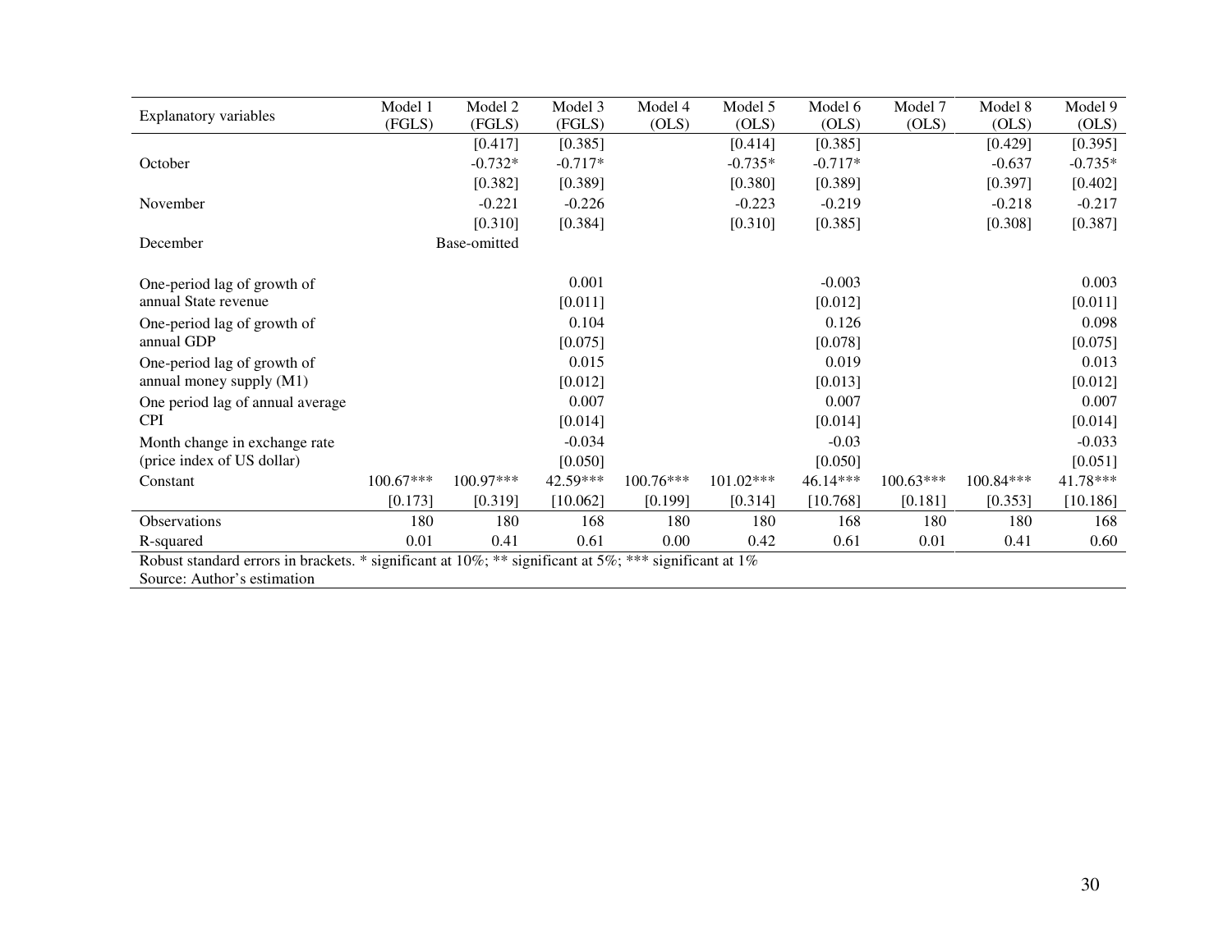| Explanatory variables | Model 1 (FGLS) | Model 2 (FGLS) | Model 3 (FGLS) | Model 4 (OLS) | Model 5 (OLS) | Model 6 (OLS) | Model 7 (OLS) | Model 8 (OLS) | Model 9 (OLS) |
|---|---|---|---|---|---|---|---|---|---|
| | | [0.417] | [0.385] | | [0.414] | [0.385] | | [0.429] | [0.395] |
| October | | -0.732* | -0.717* | | -0.735* | -0.717* | | -0.637 | -0.735* |
| | | [0.382] | [0.389] | | [0.380] | [0.389] | | [0.397] | [0.402] |
| November | | -0.221 | -0.226 | | -0.223 | -0.219 | | -0.218 | -0.217 |
| | | [0.310] | [0.384] | | [0.310] | [0.385] | | [0.308] | [0.387] |
| December | | Base-omitted | | | | | | | |
| One-period lag of growth of annual State revenue | | | 0.001 | | | -0.003 | | | 0.003 |
| | | | [0.011] | | | [0.012] | | | [0.011] |
| One-period lag of growth of annual GDP | | | 0.104 | | | 0.126 | | | 0.098 |
| | | | [0.075] | | | [0.078] | | | [0.075] |
| One-period lag of growth of annual money supply (M1) | | | 0.015 | | | 0.019 | | | 0.013 |
| | | | [0.012] | | | [0.013] | | | [0.012] |
| One period lag of annual average CPI | | | 0.007 | | | 0.007 | | | 0.007 |
| | | | [0.014] | | | [0.014] | | | [0.014] |
| Month change in exchange rate (price index of US dollar) | | | -0.034 | | | -0.03 | | | -0.033 |
| | | | [0.050] | | | [0.050] | | | [0.051] |
| Constant | 100.67*** | 100.97*** | 42.59*** | 100.76*** | 101.02*** | 46.14*** | 100.63*** | 100.84*** | 41.78*** |
| | [0.173] | [0.319] | [10.062] | [0.199] | [0.314] | [10.768] | [0.181] | [0.353] | [10.186] |
| Observations | 180 | 180 | 168 | 180 | 180 | 168 | 180 | 180 | 168 |
| R-squared | 0.01 | 0.41 | 0.61 | 0.00 | 0.42 | 0.61 | 0.01 | 0.41 | 0.60 |

Robust standard errors in brackets. * significant at 10%; ** significant at 5%; *** significant at 1%

Source: Author's estimation